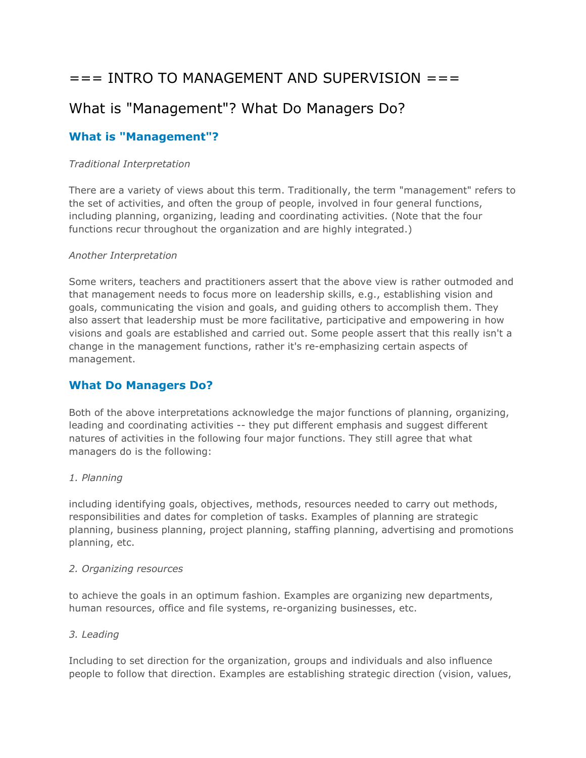# === INTRO TO MANAGEMENT AND SUPERVISION ===

## What is "Management"? What Do Managers Do?

### What is "Management"?

*Traditional Interpretation*

There are a variety of views about this term. Traditionally, the term "management" refers to the set of activities, and often the group of people, involved in four general functions, including planning, organizing, leading and coordinating activities. (Note that the four functions recur throughout the organization and are highly integrated.)

*Another Interpretation*

Some writers, teachers and practitioners assert that the above view is rather outmoded and that management needs to focus more on leadership skills, e.g., establishing vision and goals, communicating the vision and goals, and guiding others to accomplish them. They also assert that leadership must be more facilitative, participative and empowering in how visions and goals are established and carried out. Some people assert that this really isn't a change in the management functions, rather it's re-emphasizing certain aspects of management.

### What Do Managers Do?

Both of the above interpretations acknowledge the major functions of planning, organizing, leading and coordinating activities -- they put different emphasis and suggest different natures of activities in the following four major functions. They still agree that what managers do is the following:

*1. Planning*

including identifying goals, objectives, methods, resources needed to carry out methods, responsibilities and dates for completion of tasks. Examples of planning are strategic planning, business planning, project planning, staffing planning, advertising and promotions planning, etc.

*2. Organizing resources*

to achieve the goals in an optimum fashion. Examples are organizing new departments, human resources, office and file systems, re-organizing businesses, etc.

*3. Leading*

Including to set direction for the organization, groups and individuals and also influence people to follow that direction. Examples are establishing strategic direction (vision, values,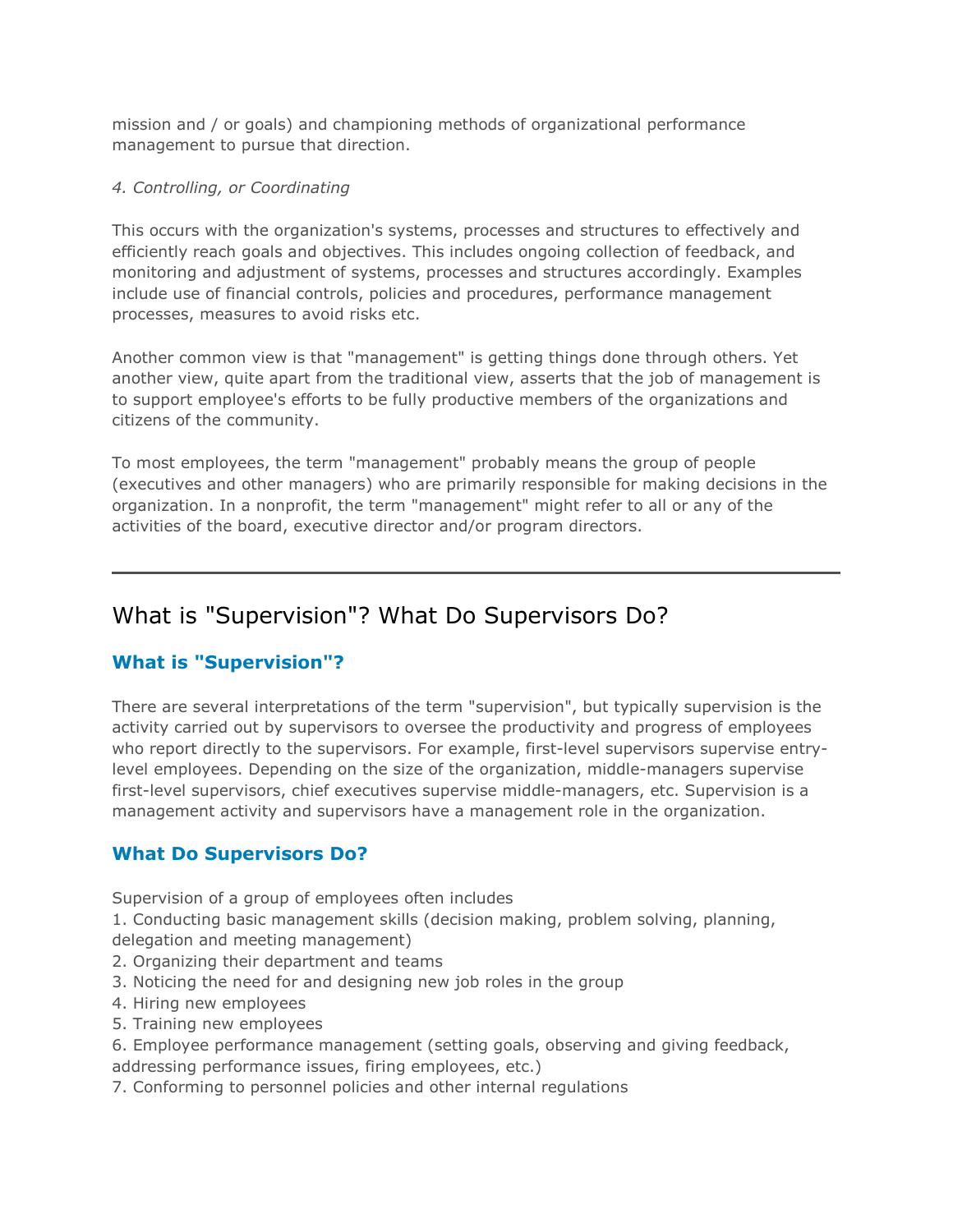mission and / or goals) and championing methods of organizational performance management to pursue that direction.

*4. Controlling, or Coordinating*

This occurs with the organization's systems, processes and structures to effectively and efficiently reach goals and objectives. This includes ongoing collection of feedback, and monitoring and adjustment of systems, processes and structures accordingly. Examples include use of financial controls, policies and procedures, performance management processes, measures to avoid risks etc.

Another common view is that "management" is getting things done through others. Yet another view, quite apart from the traditional view, asserts that the job of management is to support employee's efforts to be fully productive members of the organizations and citizens of the community.

To most employees, the term "management" probably means the group of people (executives and other managers) who are primarily responsible for making decisions in the organization. In a nonprofit, the term "management" might refer to all or any of the activities of the board, executive director and/or program directors.

---

## What is "Supervision"? What Do Supervisors Do?

### What is "Supervision"?

There are several interpretations of the term "supervision", but typically supervision is the activity carried out by supervisors to oversee the productivity and progress of employees who report directly to the supervisors. For example, first-level supervisors supervise entry-level employees. Depending on the size of the organization, middle-managers supervise first-level supervisors, chief executives supervise middle-managers, etc. Supervision is a management activity and supervisors have a management role in the organization.

### What Do Supervisors Do?

Supervision of a group of employees often includes

1. Conducting basic management skills (decision making, problem solving, planning, delegation and meeting management)
2. Organizing their department and teams
3. Noticing the need for and designing new job roles in the group
4. Hiring new employees
5. Training new employees
6. Employee performance management (setting goals, observing and giving feedback, addressing performance issues, firing employees, etc.)
7. Conforming to personnel policies and other internal regulations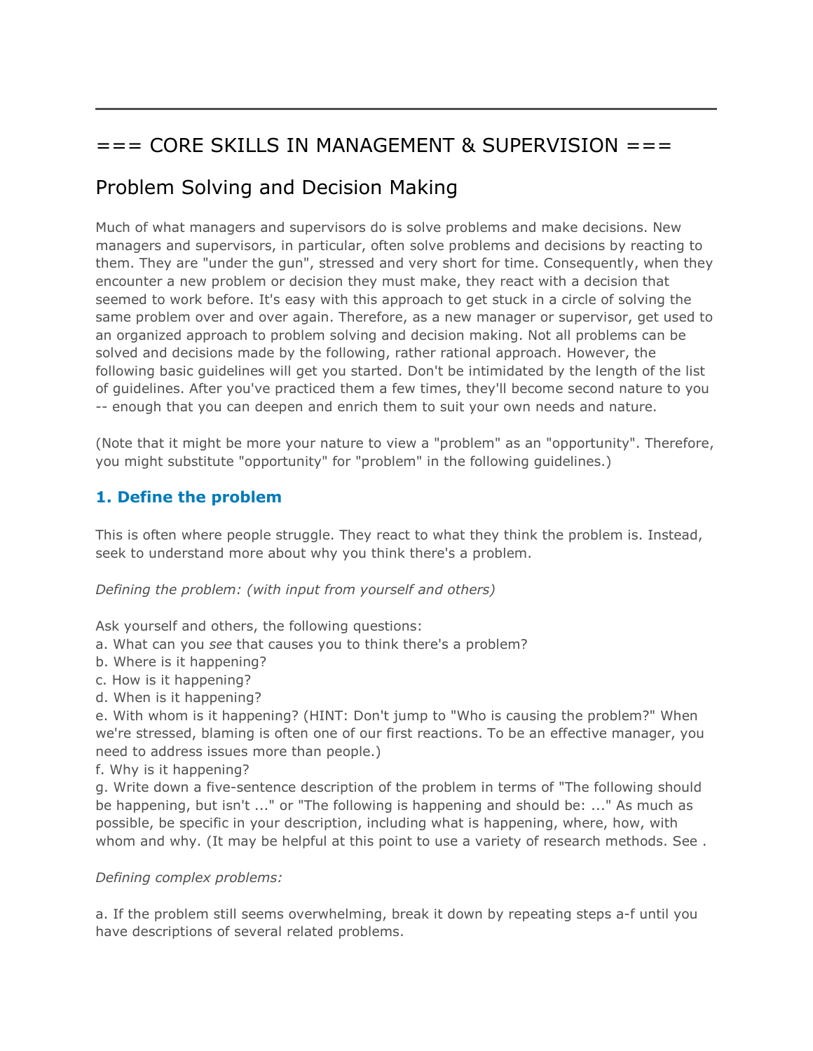---

# === CORE SKILLS IN MANAGEMENT & SUPERVISION ===

## Problem Solving and Decision Making

Much of what managers and supervisors do is solve problems and make decisions. New managers and supervisors, in particular, often solve problems and decisions by reacting to them. They are "under the gun", stressed and very short for time. Consequently, when they encounter a new problem or decision they must make, they react with a decision that seemed to work before. It's easy with this approach to get stuck in a circle of solving the same problem over and over again. Therefore, as a new manager or supervisor, get used to an organized approach to problem solving and decision making. Not all problems can be solved and decisions made by the following, rather rational approach. However, the following basic guidelines will get you started. Don't be intimidated by the length of the list of guidelines. After you've practiced them a few times, they'll become second nature to you -- enough that you can deepen and enrich them to suit your own needs and nature.

(Note that it might be more your nature to view a "problem" as an "opportunity". Therefore, you might substitute "opportunity" for "problem" in the following guidelines.)

### 1. Define the problem

This is often where people struggle. They react to what they think the problem is. Instead, seek to understand more about why you think there's a problem.

*Defining the problem: (with input from yourself and others)*

Ask yourself and others, the following questions:
a. What can you *see* that causes you to think there's a problem?
b. Where is it happening?
c. How is it happening?
d. When is it happening?
e. With whom is it happening? (HINT: Don't jump to "Who is causing the problem?" When we're stressed, blaming is often one of our first reactions. To be an effective manager, you need to address issues more than people.)
f. Why is it happening?
g. Write down a five-sentence description of the problem in terms of "The following should be happening, but isn't ..." or "The following is happening and should be: ..." As much as possible, be specific in your description, including what is happening, where, how, with whom and why. (It may be helpful at this point to use a variety of research methods. See .

*Defining complex problems:*

a. If the problem still seems overwhelming, break it down by repeating steps a-f until you have descriptions of several related problems.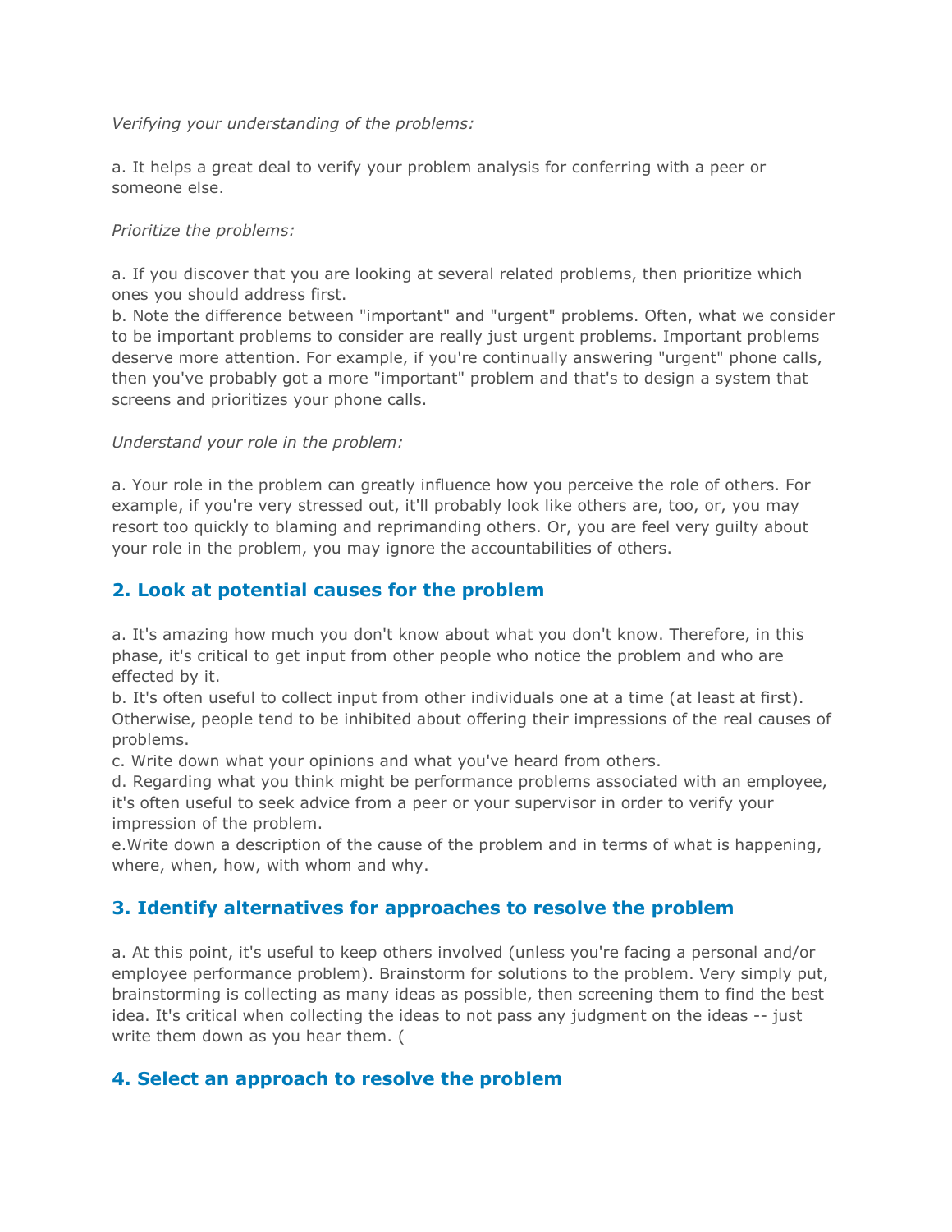*Verifying your understanding of the problems:*

a. It helps a great deal to verify your problem analysis for conferring with a peer or someone else.

*Prioritize the problems:*

a. If you discover that you are looking at several related problems, then prioritize which ones you should address first.
b. Note the difference between "important" and "urgent" problems. Often, what we consider to be important problems to consider are really just urgent problems. Important problems deserve more attention. For example, if you're continually answering "urgent" phone calls, then you've probably got a more "important" problem and that's to design a system that screens and prioritizes your phone calls.

*Understand your role in the problem:*

a. Your role in the problem can greatly influence how you perceive the role of others. For example, if you're very stressed out, it'll probably look like others are, too, or, you may resort too quickly to blaming and reprimanding others. Or, you are feel very guilty about your role in the problem, you may ignore the accountabilities of others.

## 2. Look at potential causes for the problem

a. It's amazing how much you don't know about what you don't know. Therefore, in this phase, it's critical to get input from other people who notice the problem and who are effected by it.
b. It's often useful to collect input from other individuals one at a time (at least at first). Otherwise, people tend to be inhibited about offering their impressions of the real causes of problems.
c. Write down what your opinions and what you've heard from others.
d. Regarding what you think might be performance problems associated with an employee, it's often useful to seek advice from a peer or your supervisor in order to verify your impression of the problem.
e.Write down a description of the cause of the problem and in terms of what is happening, where, when, how, with whom and why.

## 3. Identify alternatives for approaches to resolve the problem

a. At this point, it's useful to keep others involved (unless you're facing a personal and/or employee performance problem). Brainstorm for solutions to the problem. Very simply put, brainstorming is collecting as many ideas as possible, then screening them to find the best idea. It's critical when collecting the ideas to not pass any judgment on the ideas -- just write them down as you hear them. (

## 4. Select an approach to resolve the problem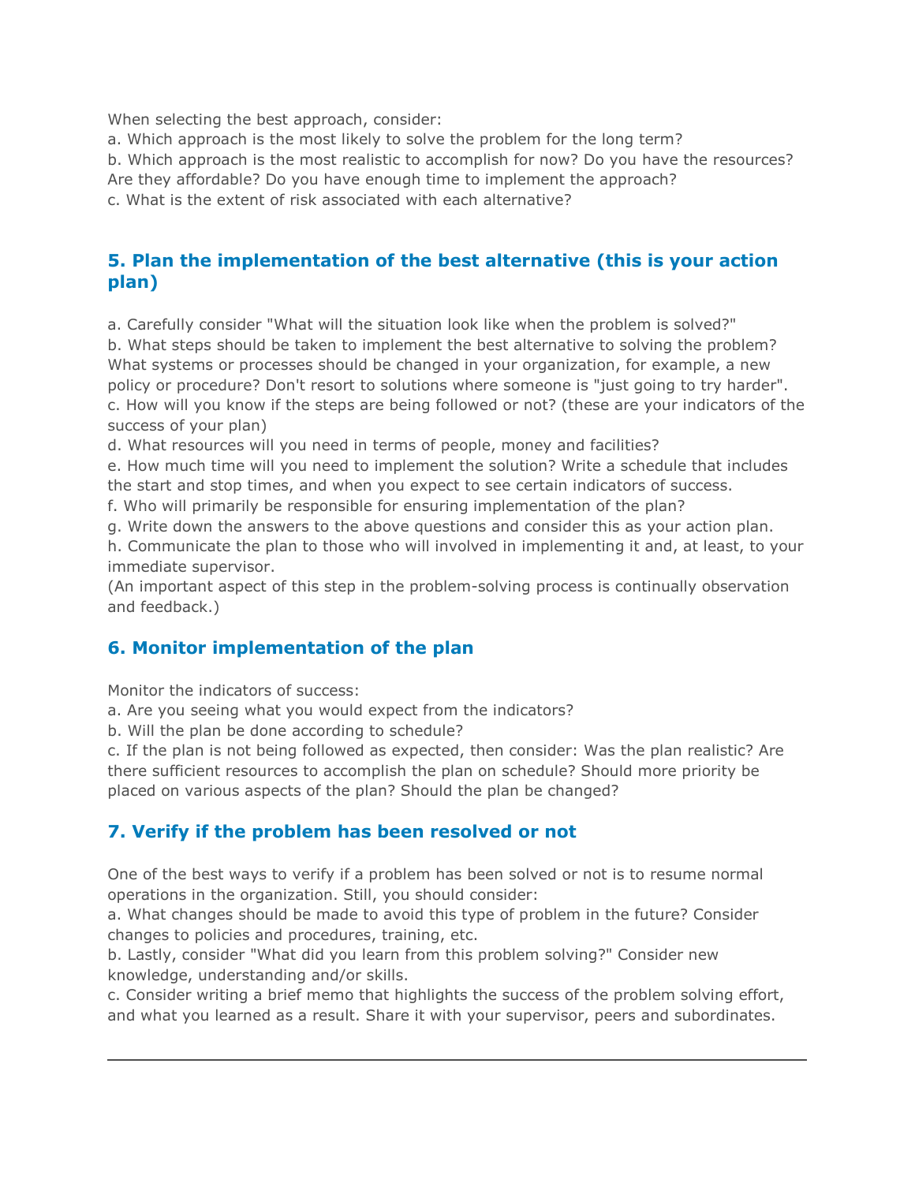When selecting the best approach, consider:
a. Which approach is the most likely to solve the problem for the long term?
b. Which approach is the most realistic to accomplish for now? Do you have the resources? Are they affordable? Do you have enough time to implement the approach?
c. What is the extent of risk associated with each alternative?

## 5. Plan the implementation of the best alternative (this is your action plan)

a. Carefully consider "What will the situation look like when the problem is solved?"
b. What steps should be taken to implement the best alternative to solving the problem? What systems or processes should be changed in your organization, for example, a new policy or procedure? Don't resort to solutions where someone is "just going to try harder".
c. How will you know if the steps are being followed or not? (these are your indicators of the success of your plan)
d. What resources will you need in terms of people, money and facilities?
e. How much time will you need to implement the solution? Write a schedule that includes the start and stop times, and when you expect to see certain indicators of success.
f. Who will primarily be responsible for ensuring implementation of the plan?
g. Write down the answers to the above questions and consider this as your action plan.
h. Communicate the plan to those who will involved in implementing it and, at least, to your immediate supervisor.
(An important aspect of this step in the problem-solving process is continually observation and feedback.)

## 6. Monitor implementation of the plan

Monitor the indicators of success:
a. Are you seeing what you would expect from the indicators?
b. Will the plan be done according to schedule?
c. If the plan is not being followed as expected, then consider: Was the plan realistic? Are there sufficient resources to accomplish the plan on schedule? Should more priority be placed on various aspects of the plan? Should the plan be changed?

## 7. Verify if the problem has been resolved or not

One of the best ways to verify if a problem has been solved or not is to resume normal operations in the organization. Still, you should consider:
a. What changes should be made to avoid this type of problem in the future? Consider changes to policies and procedures, training, etc.
b. Lastly, consider "What did you learn from this problem solving?" Consider new knowledge, understanding and/or skills.
c. Consider writing a brief memo that highlights the success of the problem solving effort, and what you learned as a result. Share it with your supervisor, peers and subordinates.

---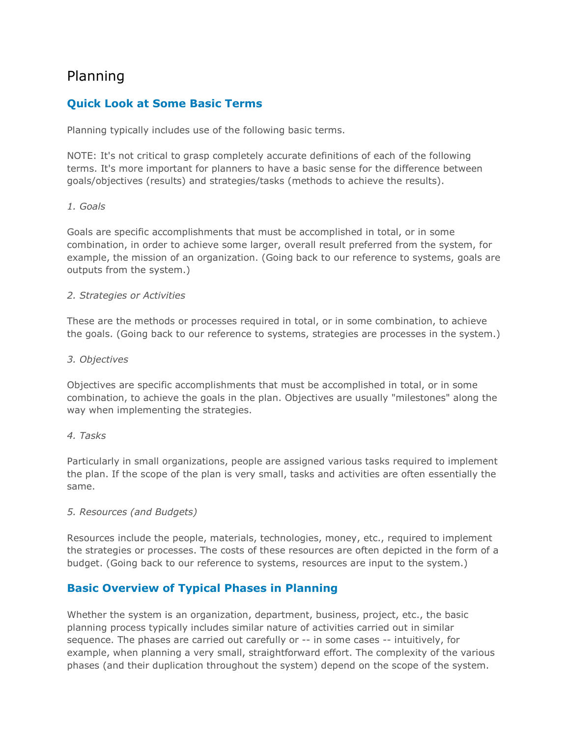# Planning

## Quick Look at Some Basic Terms

Planning typically includes use of the following basic terms.

NOTE: It's not critical to grasp completely accurate definitions of each of the following terms. It's more important for planners to have a basic sense for the difference between goals/objectives (results) and strategies/tasks (methods to achieve the results).

*1. Goals*

Goals are specific accomplishments that must be accomplished in total, or in some combination, in order to achieve some larger, overall result preferred from the system, for example, the mission of an organization. (Going back to our reference to systems, goals are outputs from the system.)

*2. Strategies or Activities*

These are the methods or processes required in total, or in some combination, to achieve the goals. (Going back to our reference to systems, strategies are processes in the system.)

*3. Objectives*

Objectives are specific accomplishments that must be accomplished in total, or in some combination, to achieve the goals in the plan. Objectives are usually "milestones" along the way when implementing the strategies.

*4. Tasks*

Particularly in small organizations, people are assigned various tasks required to implement the plan. If the scope of the plan is very small, tasks and activities are often essentially the same.

*5. Resources (and Budgets)*

Resources include the people, materials, technologies, money, etc., required to implement the strategies or processes. The costs of these resources are often depicted in the form of a budget. (Going back to our reference to systems, resources are input to the system.)

## Basic Overview of Typical Phases in Planning

Whether the system is an organization, department, business, project, etc., the basic planning process typically includes similar nature of activities carried out in similar sequence. The phases are carried out carefully or -- in some cases -- intuitively, for example, when planning a very small, straightforward effort. The complexity of the various phases (and their duplication throughout the system) depend on the scope of the system.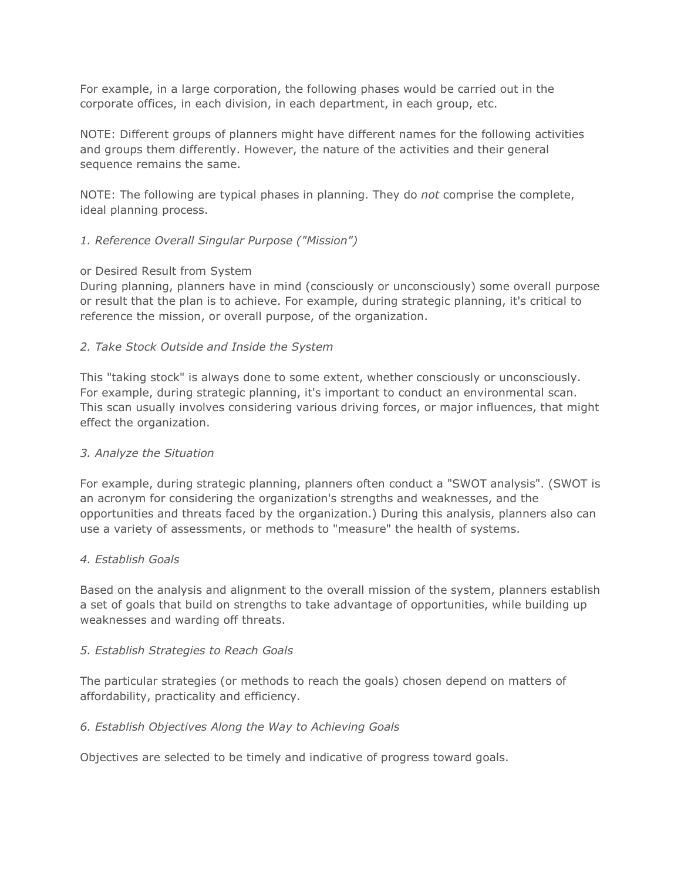For example, in a large corporation, the following phases would be carried out in the corporate offices, in each division, in each department, in each group, etc.

NOTE: Different groups of planners might have different names for the following activities and groups them differently. However, the nature of the activities and their general sequence remains the same.

NOTE: The following are typical phases in planning. They do *not* comprise the complete, ideal planning process.

*1. Reference Overall Singular Purpose ("Mission")*

or Desired Result from System
During planning, planners have in mind (consciously or unconsciously) some overall purpose or result that the plan is to achieve. For example, during strategic planning, it's critical to reference the mission, or overall purpose, of the organization.

*2. Take Stock Outside and Inside the System*

This "taking stock" is always done to some extent, whether consciously or unconsciously. For example, during strategic planning, it's important to conduct an environmental scan. This scan usually involves considering various driving forces, or major influences, that might effect the organization.

*3. Analyze the Situation*

For example, during strategic planning, planners often conduct a "SWOT analysis". (SWOT is an acronym for considering the organization's strengths and weaknesses, and the opportunities and threats faced by the organization.) During this analysis, planners also can use a variety of assessments, or methods to "measure" the health of systems.

*4. Establish Goals*

Based on the analysis and alignment to the overall mission of the system, planners establish a set of goals that build on strengths to take advantage of opportunities, while building up weaknesses and warding off threats.

*5. Establish Strategies to Reach Goals*

The particular strategies (or methods to reach the goals) chosen depend on matters of affordability, practicality and efficiency.

*6. Establish Objectives Along the Way to Achieving Goals*

Objectives are selected to be timely and indicative of progress toward goals.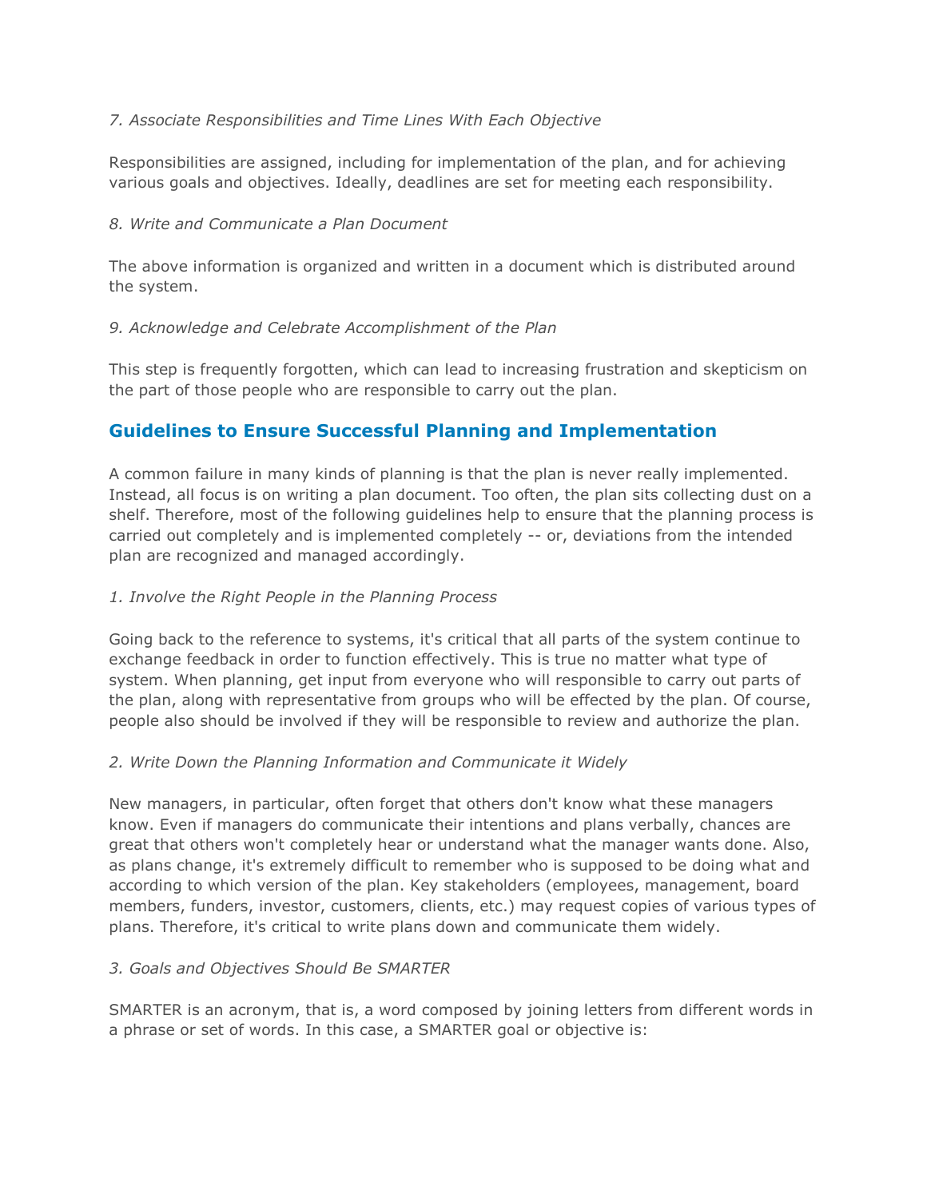*7. Associate Responsibilities and Time Lines With Each Objective*

Responsibilities are assigned, including for implementation of the plan, and for achieving various goals and objectives. Ideally, deadlines are set for meeting each responsibility.

*8. Write and Communicate a Plan Document*

The above information is organized and written in a document which is distributed around the system.

*9. Acknowledge and Celebrate Accomplishment of the Plan*

This step is frequently forgotten, which can lead to increasing frustration and skepticism on the part of those people who are responsible to carry out the plan.

## Guidelines to Ensure Successful Planning and Implementation

A common failure in many kinds of planning is that the plan is never really implemented. Instead, all focus is on writing a plan document. Too often, the plan sits collecting dust on a shelf. Therefore, most of the following guidelines help to ensure that the planning process is carried out completely and is implemented completely -- or, deviations from the intended plan are recognized and managed accordingly.

*1. Involve the Right People in the Planning Process*

Going back to the reference to systems, it's critical that all parts of the system continue to exchange feedback in order to function effectively. This is true no matter what type of system. When planning, get input from everyone who will responsible to carry out parts of the plan, along with representative from groups who will be effected by the plan. Of course, people also should be involved if they will be responsible to review and authorize the plan.

*2. Write Down the Planning Information and Communicate it Widely*

New managers, in particular, often forget that others don't know what these managers know. Even if managers do communicate their intentions and plans verbally, chances are great that others won't completely hear or understand what the manager wants done. Also, as plans change, it's extremely difficult to remember who is supposed to be doing what and according to which version of the plan. Key stakeholders (employees, management, board members, funders, investor, customers, clients, etc.) may request copies of various types of plans. Therefore, it's critical to write plans down and communicate them widely.

*3. Goals and Objectives Should Be SMARTER*

SMARTER is an acronym, that is, a word composed by joining letters from different words in a phrase or set of words. In this case, a SMARTER goal or objective is: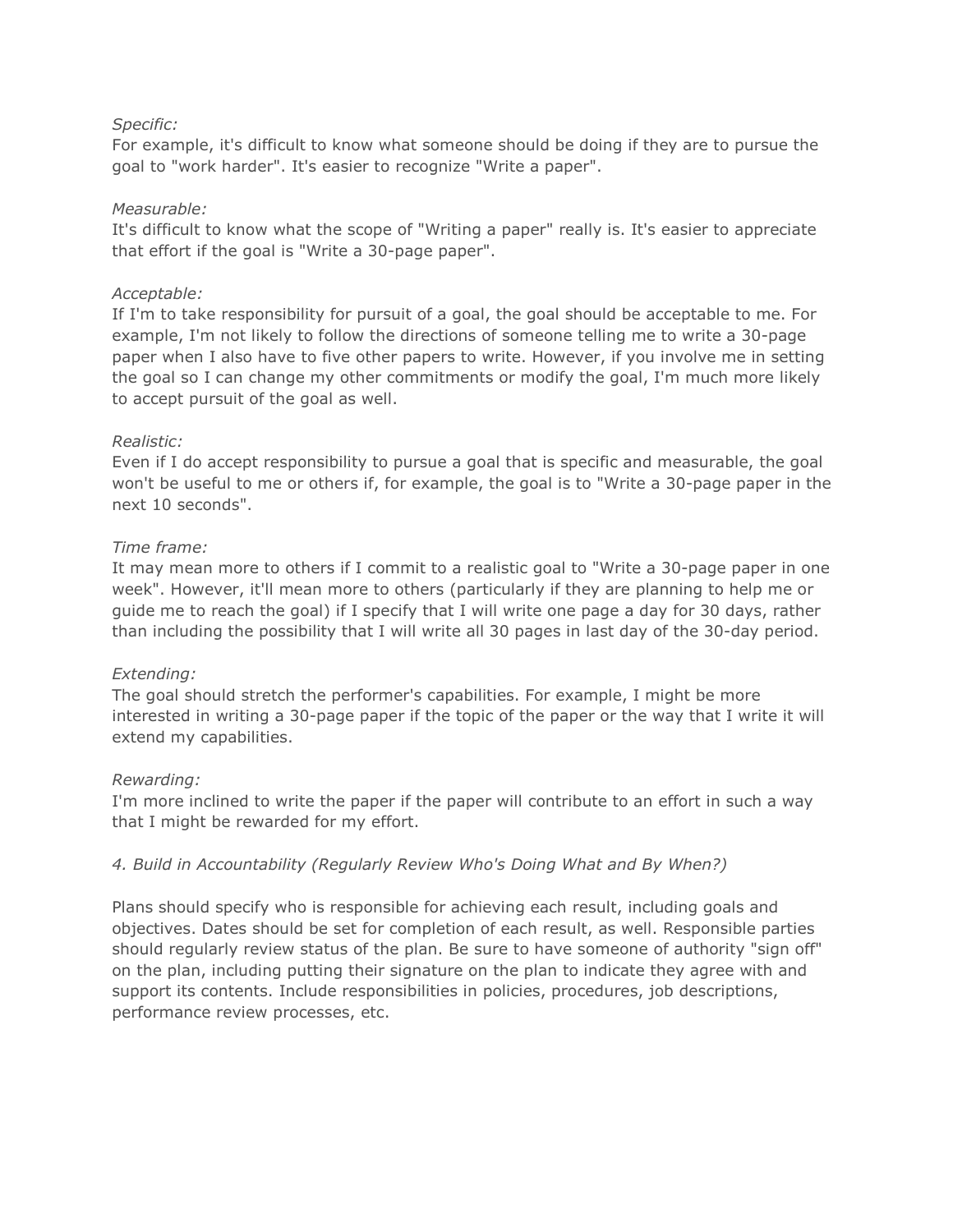*Specific:*
For example, it's difficult to know what someone should be doing if they are to pursue the goal to "work harder". It's easier to recognize "Write a paper".

*Measurable:*
It's difficult to know what the scope of "Writing a paper" really is. It's easier to appreciate that effort if the goal is "Write a 30-page paper".

*Acceptable:*
If I'm to take responsibility for pursuit of a goal, the goal should be acceptable to me. For example, I'm not likely to follow the directions of someone telling me to write a 30-page paper when I also have to five other papers to write. However, if you involve me in setting the goal so I can change my other commitments or modify the goal, I'm much more likely to accept pursuit of the goal as well.

*Realistic:*
Even if I do accept responsibility to pursue a goal that is specific and measurable, the goal won't be useful to me or others if, for example, the goal is to "Write a 30-page paper in the next 10 seconds".

*Time frame:*
It may mean more to others if I commit to a realistic goal to "Write a 30-page paper in one week". However, it'll mean more to others (particularly if they are planning to help me or guide me to reach the goal) if I specify that I will write one page a day for 30 days, rather than including the possibility that I will write all 30 pages in last day of the 30-day period.

*Extending:*
The goal should stretch the performer's capabilities. For example, I might be more interested in writing a 30-page paper if the topic of the paper or the way that I write it will extend my capabilities.

*Rewarding:*
I'm more inclined to write the paper if the paper will contribute to an effort in such a way that I might be rewarded for my effort.

*4. Build in Accountability (Regularly Review Who's Doing What and By When?)*

Plans should specify who is responsible for achieving each result, including goals and objectives. Dates should be set for completion of each result, as well. Responsible parties should regularly review status of the plan. Be sure to have someone of authority "sign off" on the plan, including putting their signature on the plan to indicate they agree with and support its contents. Include responsibilities in policies, procedures, job descriptions, performance review processes, etc.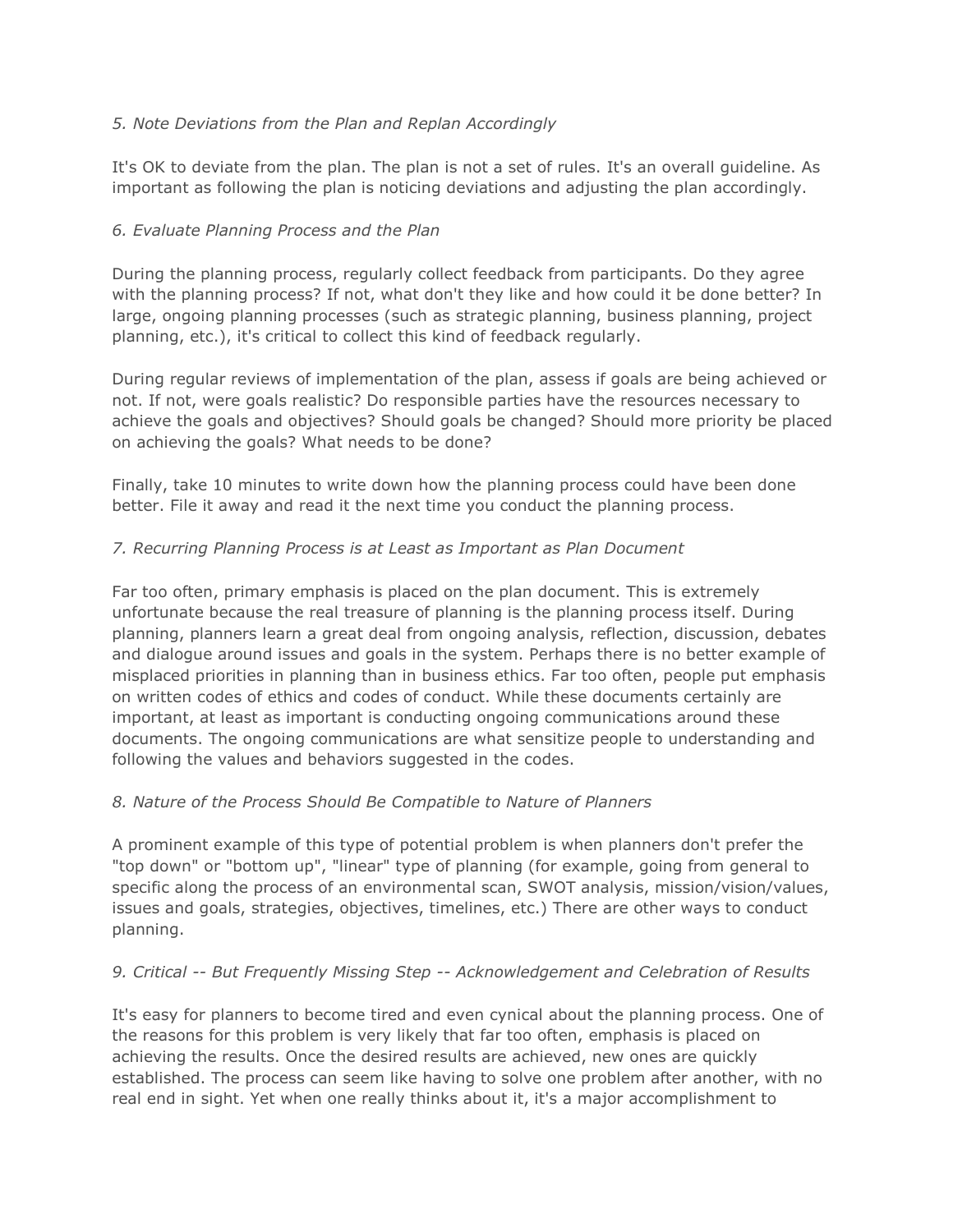*5. Note Deviations from the Plan and Replan Accordingly*

It's OK to deviate from the plan. The plan is not a set of rules. It's an overall guideline. As important as following the plan is noticing deviations and adjusting the plan accordingly.

*6. Evaluate Planning Process and the Plan*

During the planning process, regularly collect feedback from participants. Do they agree with the planning process? If not, what don't they like and how could it be done better? In large, ongoing planning processes (such as strategic planning, business planning, project planning, etc.), it's critical to collect this kind of feedback regularly.

During regular reviews of implementation of the plan, assess if goals are being achieved or not. If not, were goals realistic? Do responsible parties have the resources necessary to achieve the goals and objectives? Should goals be changed? Should more priority be placed on achieving the goals? What needs to be done?

Finally, take 10 minutes to write down how the planning process could have been done better. File it away and read it the next time you conduct the planning process.

*7. Recurring Planning Process is at Least as Important as Plan Document*

Far too often, primary emphasis is placed on the plan document. This is extremely unfortunate because the real treasure of planning is the planning process itself. During planning, planners learn a great deal from ongoing analysis, reflection, discussion, debates and dialogue around issues and goals in the system. Perhaps there is no better example of misplaced priorities in planning than in business ethics. Far too often, people put emphasis on written codes of ethics and codes of conduct. While these documents certainly are important, at least as important is conducting ongoing communications around these documents. The ongoing communications are what sensitize people to understanding and following the values and behaviors suggested in the codes.

*8. Nature of the Process Should Be Compatible to Nature of Planners*

A prominent example of this type of potential problem is when planners don't prefer the "top down" or "bottom up", "linear" type of planning (for example, going from general to specific along the process of an environmental scan, SWOT analysis, mission/vision/values, issues and goals, strategies, objectives, timelines, etc.) There are other ways to conduct planning.

*9. Critical -- But Frequently Missing Step -- Acknowledgement and Celebration of Results*

It's easy for planners to become tired and even cynical about the planning process. One of the reasons for this problem is very likely that far too often, emphasis is placed on achieving the results. Once the desired results are achieved, new ones are quickly established. The process can seem like having to solve one problem after another, with no real end in sight. Yet when one really thinks about it, it's a major accomplishment to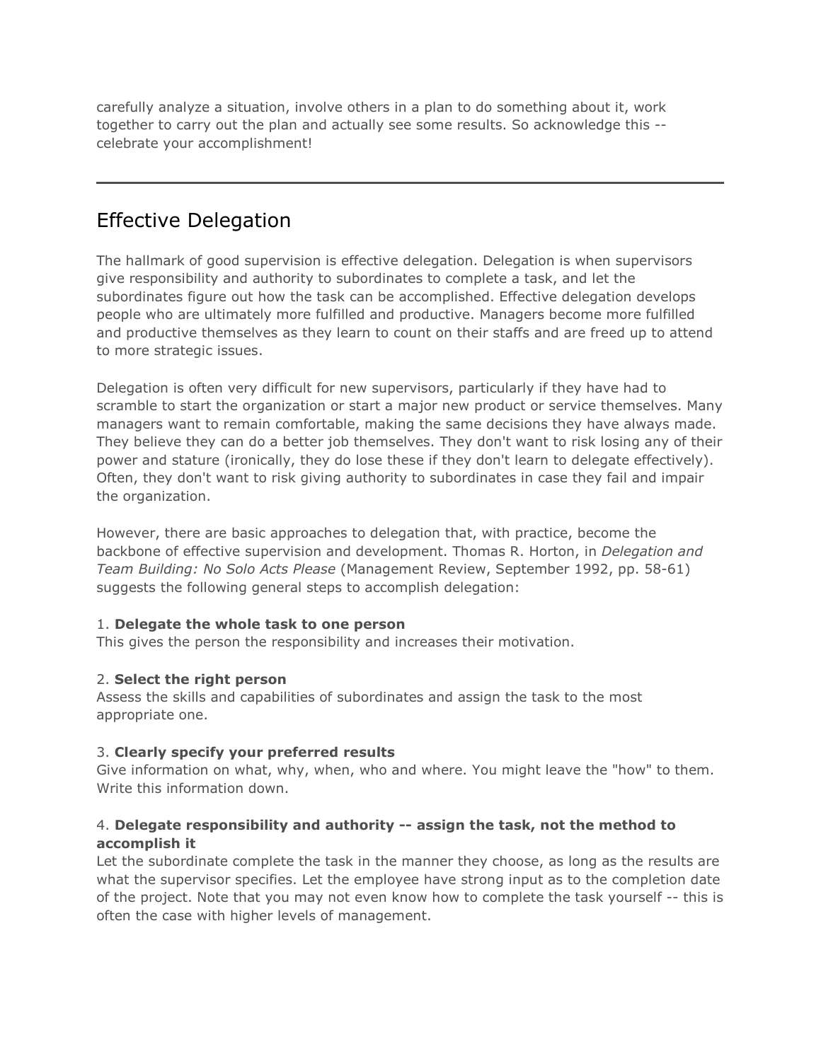carefully analyze a situation, involve others in a plan to do something about it, work together to carry out the plan and actually see some results. So acknowledge this -- celebrate your accomplishment!

---

## Effective Delegation

The hallmark of good supervision is effective delegation. Delegation is when supervisors give responsibility and authority to subordinates to complete a task, and let the subordinates figure out how the task can be accomplished. Effective delegation develops people who are ultimately more fulfilled and productive. Managers become more fulfilled and productive themselves as they learn to count on their staffs and are freed up to attend to more strategic issues.

Delegation is often very difficult for new supervisors, particularly if they have had to scramble to start the organization or start a major new product or service themselves. Many managers want to remain comfortable, making the same decisions they have always made. They believe they can do a better job themselves. They don't want to risk losing any of their power and stature (ironically, they do lose these if they don't learn to delegate effectively). Often, they don't want to risk giving authority to subordinates in case they fail and impair the organization.

However, there are basic approaches to delegation that, with practice, become the backbone of effective supervision and development. Thomas R. Horton, in *Delegation and Team Building: No Solo Acts Please* (Management Review, September 1992, pp. 58-61) suggests the following general steps to accomplish delegation:

1. **Delegate the whole task to one person**
This gives the person the responsibility and increases their motivation.

2. **Select the right person**
Assess the skills and capabilities of subordinates and assign the task to the most appropriate one.

3. **Clearly specify your preferred results**
Give information on what, why, when, who and where. You might leave the "how" to them. Write this information down.

4. **Delegate responsibility and authority -- assign the task, not the method to accomplish it**
Let the subordinate complete the task in the manner they choose, as long as the results are what the supervisor specifies. Let the employee have strong input as to the completion date of the project. Note that you may not even know how to complete the task yourself -- this is often the case with higher levels of management.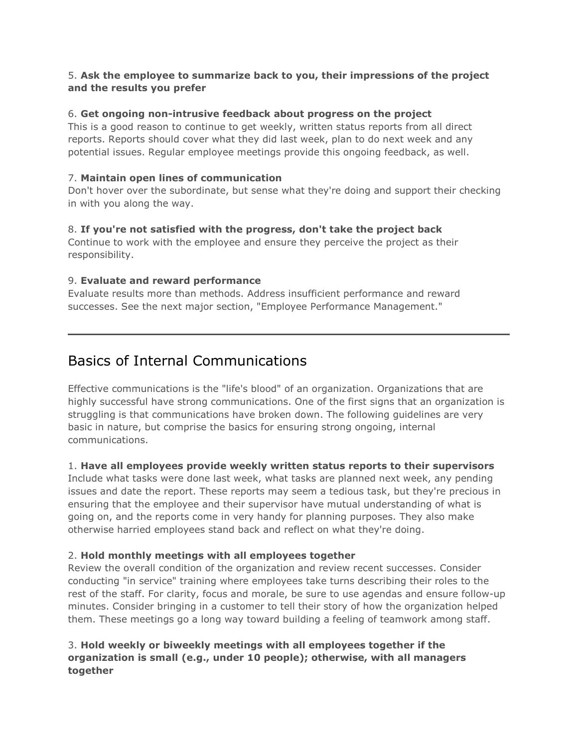5. **Ask the employee to summarize back to you, their impressions of the project and the results you prefer**

6. **Get ongoing non-intrusive feedback about progress on the project**
This is a good reason to continue to get weekly, written status reports from all direct reports. Reports should cover what they did last week, plan to do next week and any potential issues. Regular employee meetings provide this ongoing feedback, as well.

7. **Maintain open lines of communication**
Don't hover over the subordinate, but sense what they're doing and support their checking in with you along the way.

8. **If you're not satisfied with the progress, don't take the project back**
Continue to work with the employee and ensure they perceive the project as their responsibility.

9. **Evaluate and reward performance**
Evaluate results more than methods. Address insufficient performance and reward successes. See the next major section, "Employee Performance Management."

---

## Basics of Internal Communications

Effective communications is the "life's blood" of an organization. Organizations that are highly successful have strong communications. One of the first signs that an organization is struggling is that communications have broken down. The following guidelines are very basic in nature, but comprise the basics for ensuring strong ongoing, internal communications.

1. **Have all employees provide weekly written status reports to their supervisors**
Include what tasks were done last week, what tasks are planned next week, any pending issues and date the report. These reports may seem a tedious task, but they're precious in ensuring that the employee and their supervisor have mutual understanding of what is going on, and the reports come in very handy for planning purposes. They also make otherwise harried employees stand back and reflect on what they're doing.

2. **Hold monthly meetings with all employees together**
Review the overall condition of the organization and review recent successes. Consider conducting "in service" training where employees take turns describing their roles to the rest of the staff. For clarity, focus and morale, be sure to use agendas and ensure follow-up minutes. Consider bringing in a customer to tell their story of how the organization helped them. These meetings go a long way toward building a feeling of teamwork among staff.

3. **Hold weekly or biweekly meetings with all employees together if the organization is small (e.g., under 10 people); otherwise, with all managers together**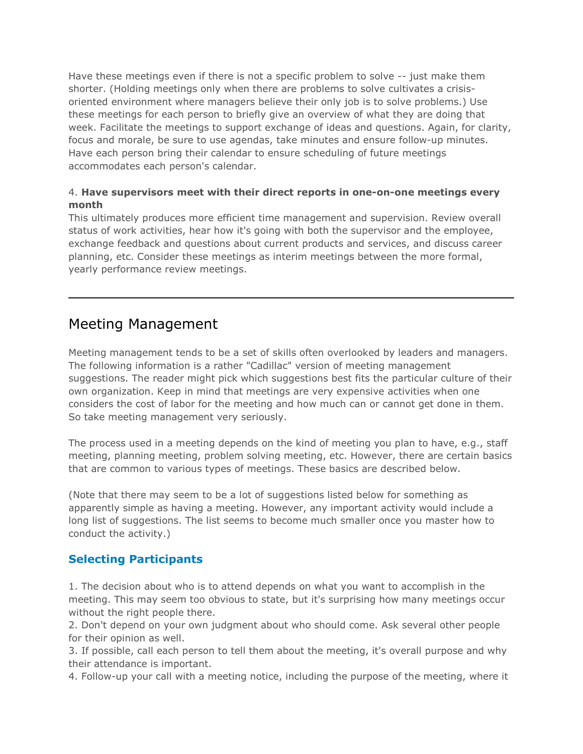Have these meetings even if there is not a specific problem to solve -- just make them shorter. (Holding meetings only when there are problems to solve cultivates a crisis-oriented environment where managers believe their only job is to solve problems.) Use these meetings for each person to briefly give an overview of what they are doing that week. Facilitate the meetings to support exchange of ideas and questions. Again, for clarity, focus and morale, be sure to use agendas, take minutes and ensure follow-up minutes. Have each person bring their calendar to ensure scheduling of future meetings accommodates each person's calendar.

4. **Have supervisors meet with their direct reports in one-on-one meetings every month**
This ultimately produces more efficient time management and supervision. Review overall status of work activities, hear how it's going with both the supervisor and the employee, exchange feedback and questions about current products and services, and discuss career planning, etc. Consider these meetings as interim meetings between the more formal, yearly performance review meetings.

---

## Meeting Management

Meeting management tends to be a set of skills often overlooked by leaders and managers. The following information is a rather "Cadillac" version of meeting management suggestions. The reader might pick which suggestions best fits the particular culture of their own organization. Keep in mind that meetings are very expensive activities when one considers the cost of labor for the meeting and how much can or cannot get done in them. So take meeting management very seriously.

The process used in a meeting depends on the kind of meeting you plan to have, e.g., staff meeting, planning meeting, problem solving meeting, etc. However, there are certain basics that are common to various types of meetings. These basics are described below.

(Note that there may seem to be a lot of suggestions listed below for something as apparently simple as having a meeting. However, any important activity would include a long list of suggestions. The list seems to become much smaller once you master how to conduct the activity.)

### Selecting Participants

1. The decision about who is to attend depends on what you want to accomplish in the meeting. This may seem too obvious to state, but it's surprising how many meetings occur without the right people there.
2. Don't depend on your own judgment about who should come. Ask several other people for their opinion as well.
3. If possible, call each person to tell them about the meeting, it's overall purpose and why their attendance is important.
4. Follow-up your call with a meeting notice, including the purpose of the meeting, where it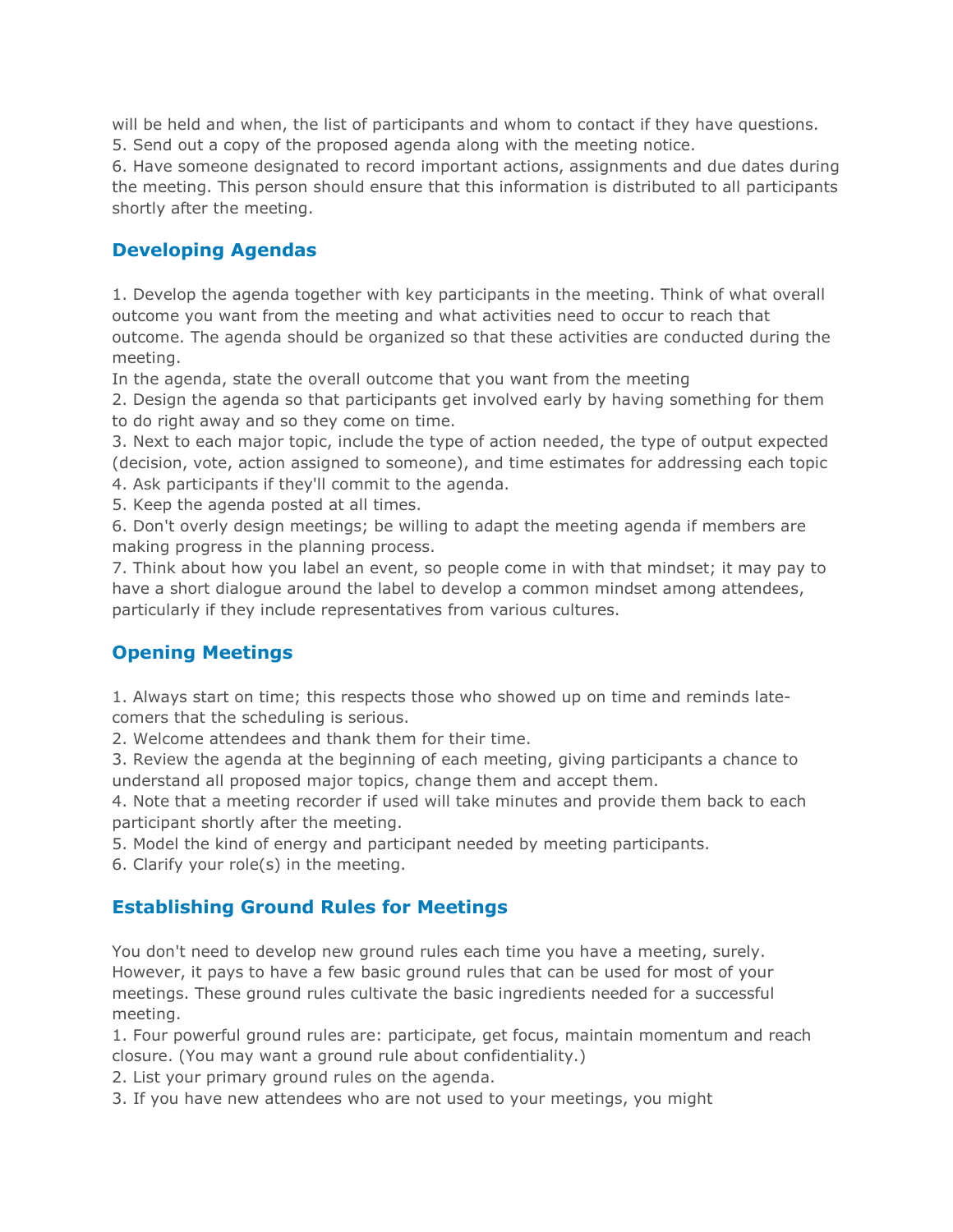will be held and when, the list of participants and whom to contact if they have questions.
5. Send out a copy of the proposed agenda along with the meeting notice.
6. Have someone designated to record important actions, assignments and due dates during the meeting. This person should ensure that this information is distributed to all participants shortly after the meeting.

## Developing Agendas

1. Develop the agenda together with key participants in the meeting. Think of what overall outcome you want from the meeting and what activities need to occur to reach that outcome. The agenda should be organized so that these activities are conducted during the meeting.
In the agenda, state the overall outcome that you want from the meeting
2. Design the agenda so that participants get involved early by having something for them to do right away and so they come on time.
3. Next to each major topic, include the type of action needed, the type of output expected (decision, vote, action assigned to someone), and time estimates for addressing each topic
4. Ask participants if they'll commit to the agenda.
5. Keep the agenda posted at all times.
6. Don't overly design meetings; be willing to adapt the meeting agenda if members are making progress in the planning process.
7. Think about how you label an event, so people come in with that mindset; it may pay to have a short dialogue around the label to develop a common mindset among attendees, particularly if they include representatives from various cultures.

## Opening Meetings

1. Always start on time; this respects those who showed up on time and reminds late-comers that the scheduling is serious.
2. Welcome attendees and thank them for their time.
3. Review the agenda at the beginning of each meeting, giving participants a chance to understand all proposed major topics, change them and accept them.
4. Note that a meeting recorder if used will take minutes and provide them back to each participant shortly after the meeting.
5. Model the kind of energy and participant needed by meeting participants.
6. Clarify your role(s) in the meeting.

## Establishing Ground Rules for Meetings

You don't need to develop new ground rules each time you have a meeting, surely. However, it pays to have a few basic ground rules that can be used for most of your meetings. These ground rules cultivate the basic ingredients needed for a successful meeting.
1. Four powerful ground rules are: participate, get focus, maintain momentum and reach closure. (You may want a ground rule about confidentiality.)
2. List your primary ground rules on the agenda.
3. If you have new attendees who are not used to your meetings, you might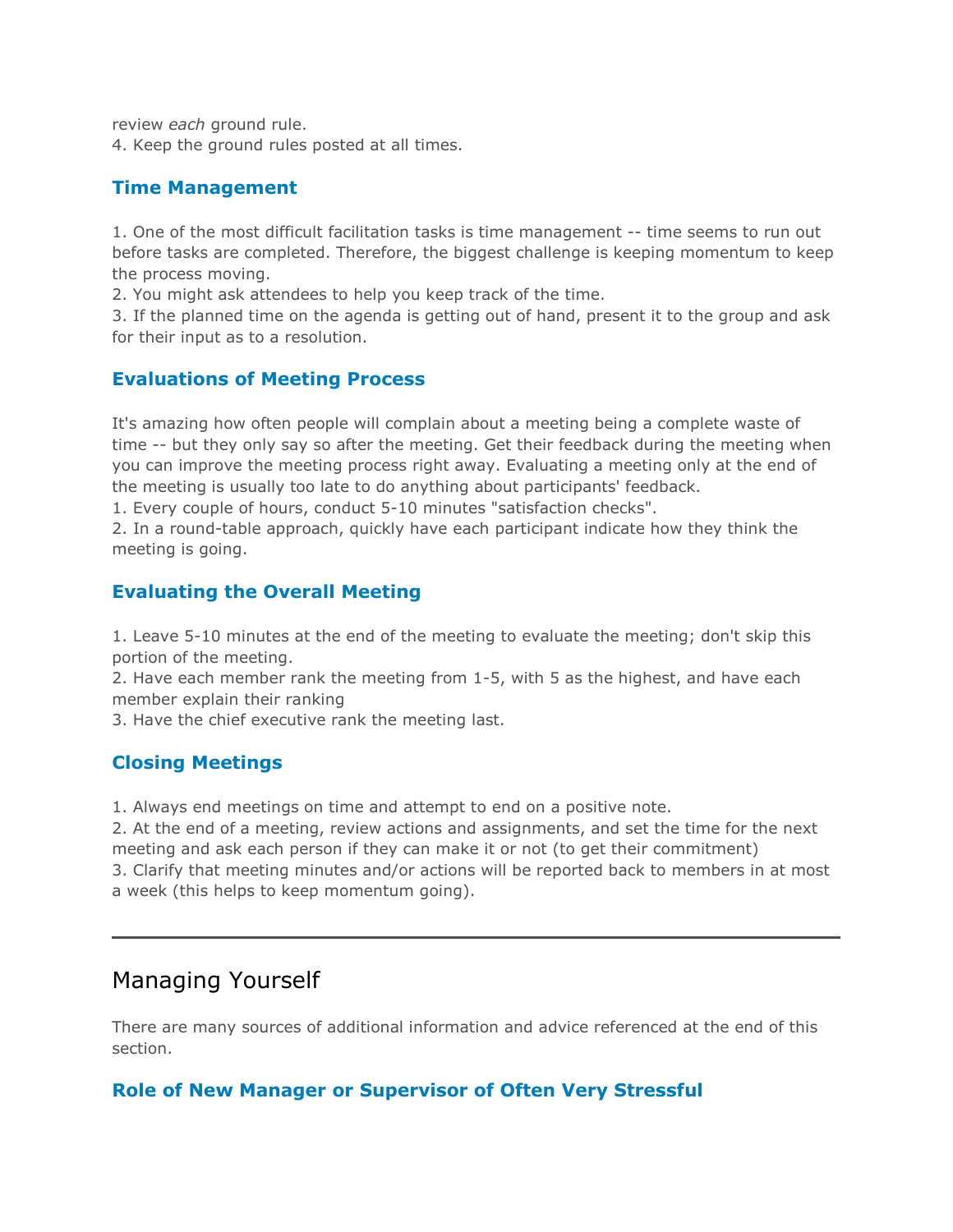review *each* ground rule.
4. Keep the ground rules posted at all times.

### Time Management

1. One of the most difficult facilitation tasks is time management -- time seems to run out before tasks are completed. Therefore, the biggest challenge is keeping momentum to keep the process moving.
2. You might ask attendees to help you keep track of the time.
3. If the planned time on the agenda is getting out of hand, present it to the group and ask for their input as to a resolution.

### Evaluations of Meeting Process

It's amazing how often people will complain about a meeting being a complete waste of time -- but they only say so after the meeting. Get their feedback during the meeting when you can improve the meeting process right away. Evaluating a meeting only at the end of the meeting is usually too late to do anything about participants' feedback.
1. Every couple of hours, conduct 5-10 minutes "satisfaction checks".
2. In a round-table approach, quickly have each participant indicate how they think the meeting is going.

### Evaluating the Overall Meeting

1. Leave 5-10 minutes at the end of the meeting to evaluate the meeting; don't skip this portion of the meeting.
2. Have each member rank the meeting from 1-5, with 5 as the highest, and have each member explain their ranking
3. Have the chief executive rank the meeting last.

### Closing Meetings

1. Always end meetings on time and attempt to end on a positive note.
2. At the end of a meeting, review actions and assignments, and set the time for the next meeting and ask each person if they can make it or not (to get their commitment)
3. Clarify that meeting minutes and/or actions will be reported back to members in at most a week (this helps to keep momentum going).

---

## Managing Yourself

There are many sources of additional information and advice referenced at the end of this section.

### Role of New Manager or Supervisor of Often Very Stressful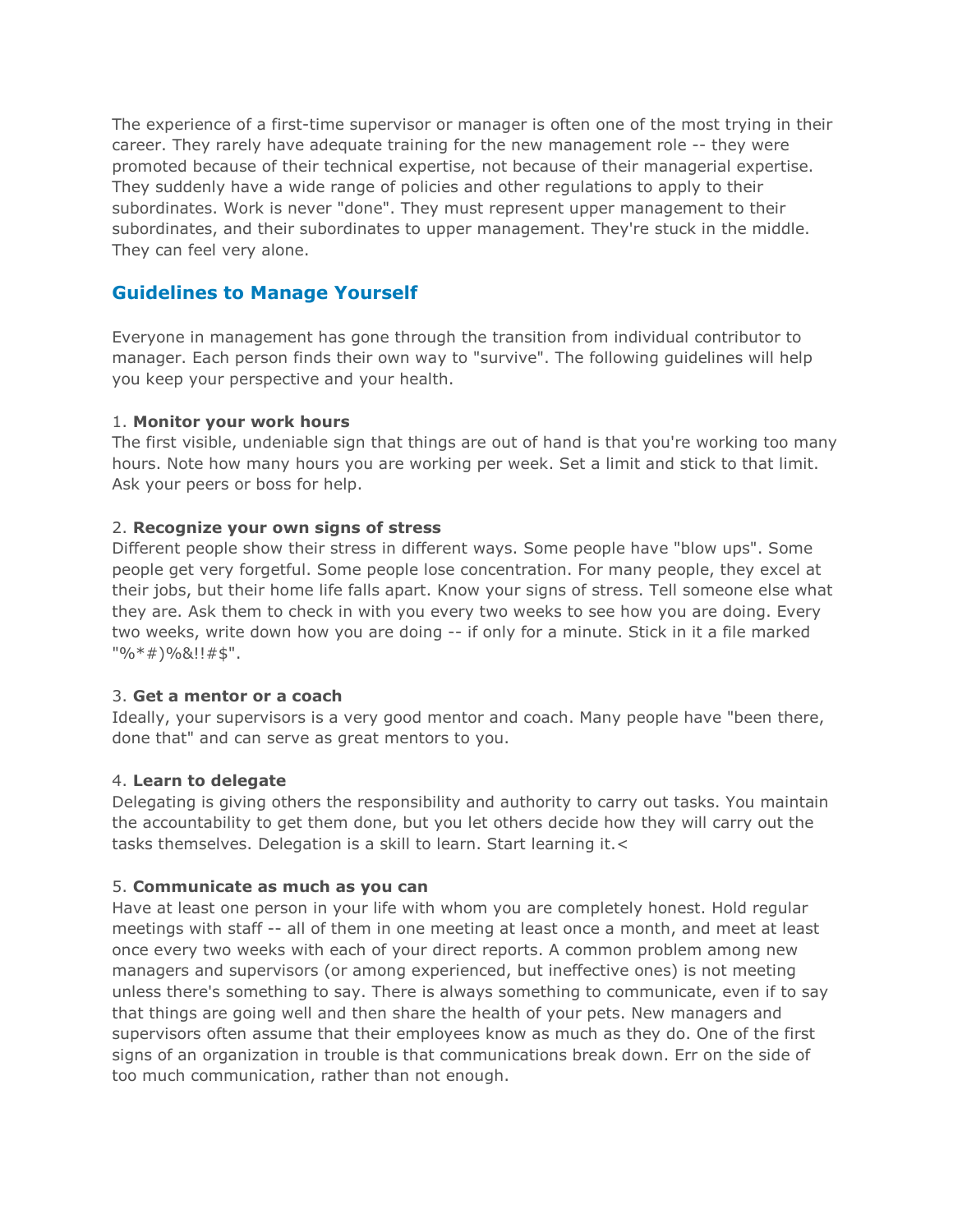The experience of a first-time supervisor or manager is often one of the most trying in their career. They rarely have adequate training for the new management role -- they were promoted because of their technical expertise, not because of their managerial expertise. They suddenly have a wide range of policies and other regulations to apply to their subordinates. Work is never "done". They must represent upper management to their subordinates, and their subordinates to upper management. They're stuck in the middle. They can feel very alone.

## Guidelines to Manage Yourself

Everyone in management has gone through the transition from individual contributor to manager. Each person finds their own way to "survive". The following guidelines will help you keep your perspective and your health.

1. **Monitor your work hours**
The first visible, undeniable sign that things are out of hand is that you're working too many hours. Note how many hours you are working per week. Set a limit and stick to that limit. Ask your peers or boss for help.

2. **Recognize your own signs of stress**
Different people show their stress in different ways. Some people have "blow ups". Some people get very forgetful. Some people lose concentration. For many people, they excel at their jobs, but their home life falls apart. Know your signs of stress. Tell someone else what they are. Ask them to check in with you every two weeks to see how you are doing. Every two weeks, write down how you are doing -- if only for a minute. Stick in it a file marked "%*#)%&!!#$".

3. **Get a mentor or a coach**
Ideally, your supervisors is a very good mentor and coach. Many people have "been there, done that" and can serve as great mentors to you.

4. **Learn to delegate**
Delegating is giving others the responsibility and authority to carry out tasks. You maintain the accountability to get them done, but you let others decide how they will carry out the tasks themselves. Delegation is a skill to learn. Start learning it.<

5. **Communicate as much as you can**
Have at least one person in your life with whom you are completely honest. Hold regular meetings with staff -- all of them in one meeting at least once a month, and meet at least once every two weeks with each of your direct reports. A common problem among new managers and supervisors (or among experienced, but ineffective ones) is not meeting unless there's something to say. There is always something to communicate, even if to say that things are going well and then share the health of your pets. New managers and supervisors often assume that their employees know as much as they do. One of the first signs of an organization in trouble is that communications break down. Err on the side of too much communication, rather than not enough.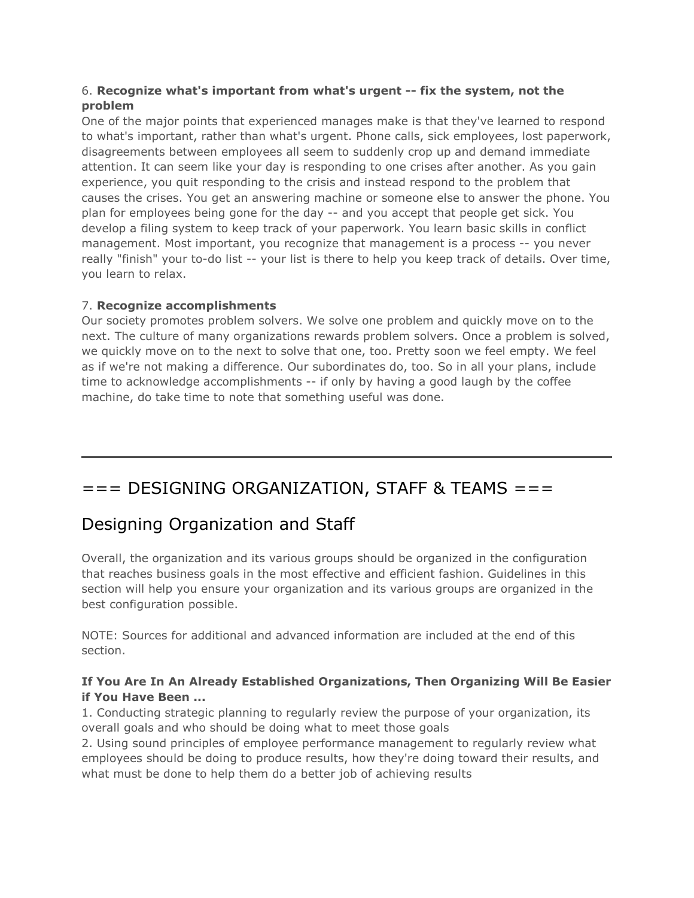6. **Recognize what's important from what's urgent -- fix the system, not the problem**
One of the major points that experienced manages make is that they've learned to respond to what's important, rather than what's urgent. Phone calls, sick employees, lost paperwork, disagreements between employees all seem to suddenly crop up and demand immediate attention. It can seem like your day is responding to one crises after another. As you gain experience, you quit responding to the crisis and instead respond to the problem that causes the crises. You get an answering machine or someone else to answer the phone. You plan for employees being gone for the day -- and you accept that people get sick. You develop a filing system to keep track of your paperwork. You learn basic skills in conflict management. Most important, you recognize that management is a process -- you never really "finish" your to-do list -- your list is there to help you keep track of details. Over time, you learn to relax.

7. **Recognize accomplishments**
Our society promotes problem solvers. We solve one problem and quickly move on to the next. The culture of many organizations rewards problem solvers. Once a problem is solved, we quickly move on to the next to solve that one, too. Pretty soon we feel empty. We feel as if we're not making a difference. Our subordinates do, too. So in all your plans, include time to acknowledge accomplishments -- if only by having a good laugh by the coffee machine, do take time to note that something useful was done.

---

# === DESIGNING ORGANIZATION, STAFF & TEAMS ===

## Designing Organization and Staff

Overall, the organization and its various groups should be organized in the configuration that reaches business goals in the most effective and efficient fashion. Guidelines in this section will help you ensure your organization and its various groups are organized in the best configuration possible.

NOTE: Sources for additional and advanced information are included at the end of this section.

**If You Are In An Already Established Organizations, Then Organizing Will Be Easier if You Have Been ...**
1. Conducting strategic planning to regularly review the purpose of your organization, its overall goals and who should be doing what to meet those goals
2. Using sound principles of employee performance management to regularly review what employees should be doing to produce results, how they're doing toward their results, and what must be done to help them do a better job of achieving results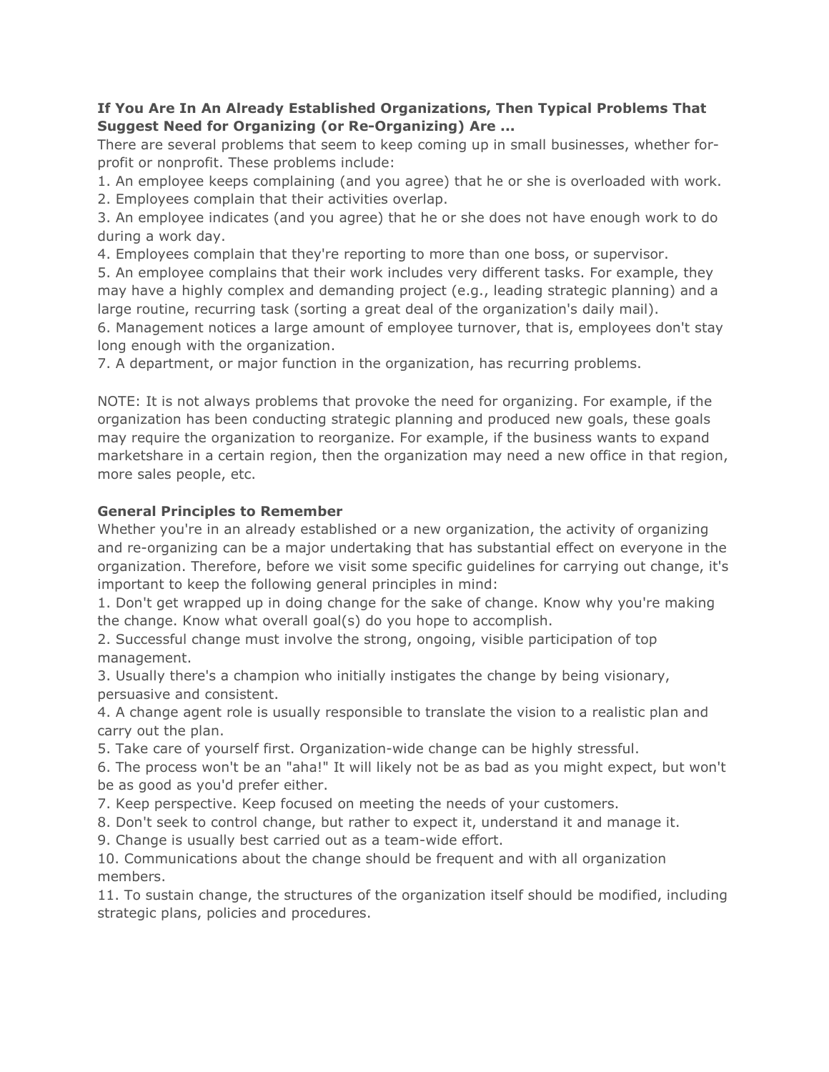**If You Are In An Already Established Organizations, Then Typical Problems That Suggest Need for Organizing (or Re-Organizing) Are ...**

There are several problems that seem to keep coming up in small businesses, whether for-profit or nonprofit. These problems include:

1. An employee keeps complaining (and you agree) that he or she is overloaded with work.
2. Employees complain that their activities overlap.
3. An employee indicates (and you agree) that he or she does not have enough work to do during a work day.
4. Employees complain that they're reporting to more than one boss, or supervisor.
5. An employee complains that their work includes very different tasks. For example, they may have a highly complex and demanding project (e.g., leading strategic planning) and a large routine, recurring task (sorting a great deal of the organization's daily mail).
6. Management notices a large amount of employee turnover, that is, employees don't stay long enough with the organization.
7. A department, or major function in the organization, has recurring problems.

NOTE: It is not always problems that provoke the need for organizing. For example, if the organization has been conducting strategic planning and produced new goals, these goals may require the organization to reorganize. For example, if the business wants to expand marketshare in a certain region, then the organization may need a new office in that region, more sales people, etc.

**General Principles to Remember**

Whether you're in an already established or a new organization, the activity of organizing and re-organizing can be a major undertaking that has substantial effect on everyone in the organization. Therefore, before we visit some specific guidelines for carrying out change, it's important to keep the following general principles in mind:

1. Don't get wrapped up in doing change for the sake of change. Know why you're making the change. Know what overall goal(s) do you hope to accomplish.
2. Successful change must involve the strong, ongoing, visible participation of top management.
3. Usually there's a champion who initially instigates the change by being visionary, persuasive and consistent.
4. A change agent role is usually responsible to translate the vision to a realistic plan and carry out the plan.
5. Take care of yourself first. Organization-wide change can be highly stressful.
6. The process won't be an "aha!" It will likely not be as bad as you might expect, but won't be as good as you'd prefer either.
7. Keep perspective. Keep focused on meeting the needs of your customers.
8. Don't seek to control change, but rather to expect it, understand it and manage it.
9. Change is usually best carried out as a team-wide effort.
10. Communications about the change should be frequent and with all organization members.
11. To sustain change, the structures of the organization itself should be modified, including strategic plans, policies and procedures.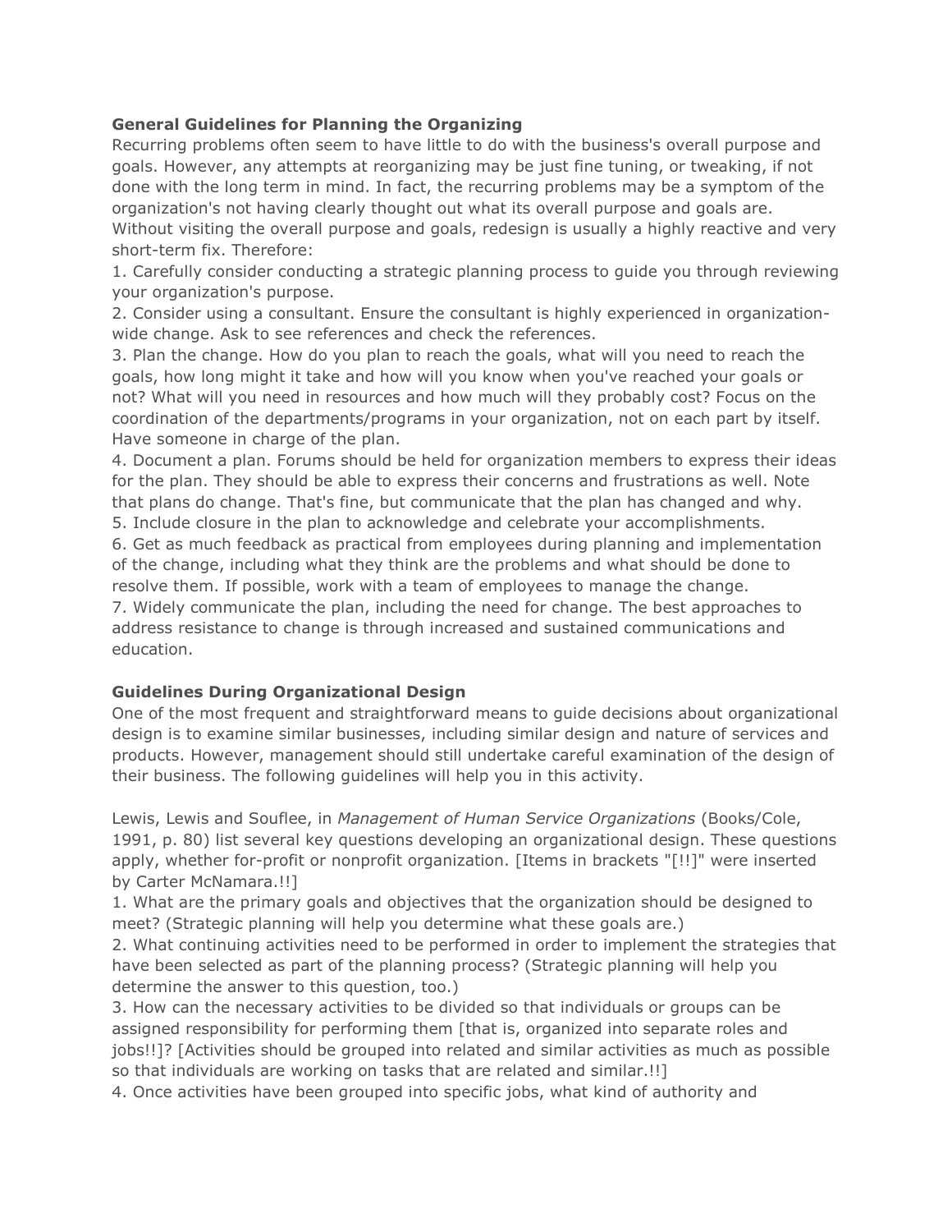**General Guidelines for Planning the Organizing**

Recurring problems often seem to have little to do with the business's overall purpose and goals. However, any attempts at reorganizing may be just fine tuning, or tweaking, if not done with the long term in mind. In fact, the recurring problems may be a symptom of the organization's not having clearly thought out what its overall purpose and goals are. Without visiting the overall purpose and goals, redesign is usually a highly reactive and very short-term fix. Therefore:

1. Carefully consider conducting a strategic planning process to guide you through reviewing your organization's purpose.
2. Consider using a consultant. Ensure the consultant is highly experienced in organization-wide change. Ask to see references and check the references.
3. Plan the change. How do you plan to reach the goals, what will you need to reach the goals, how long might it take and how will you know when you've reached your goals or not? What will you need in resources and how much will they probably cost? Focus on the coordination of the departments/programs in your organization, not on each part by itself. Have someone in charge of the plan.
4. Document a plan. Forums should be held for organization members to express their ideas for the plan. They should be able to express their concerns and frustrations as well. Note that plans do change. That's fine, but communicate that the plan has changed and why.
5. Include closure in the plan to acknowledge and celebrate your accomplishments.
6. Get as much feedback as practical from employees during planning and implementation of the change, including what they think are the problems and what should be done to resolve them. If possible, work with a team of employees to manage the change.
7. Widely communicate the plan, including the need for change. The best approaches to address resistance to change is through increased and sustained communications and education.

**Guidelines During Organizational Design**

One of the most frequent and straightforward means to guide decisions about organizational design is to examine similar businesses, including similar design and nature of services and products. However, management should still undertake careful examination of the design of their business. The following guidelines will help you in this activity.

Lewis, Lewis and Souflee, in *Management of Human Service Organizations* (Books/Cole, 1991, p. 80) list several key questions developing an organizational design. These questions apply, whether for-profit or nonprofit organization. [Items in brackets "[!!]" were inserted by Carter McNamara.!!]

1. What are the primary goals and objectives that the organization should be designed to meet? (Strategic planning will help you determine what these goals are.)
2. What continuing activities need to be performed in order to implement the strategies that have been selected as part of the planning process? (Strategic planning will help you determine the answer to this question, too.)
3. How can the necessary activities to be divided so that individuals or groups can be assigned responsibility for performing them [that is, organized into separate roles and jobs!!]? [Activities should be grouped into related and similar activities as much as possible so that individuals are working on tasks that are related and similar.!!]
4. Once activities have been grouped into specific jobs, what kind of authority and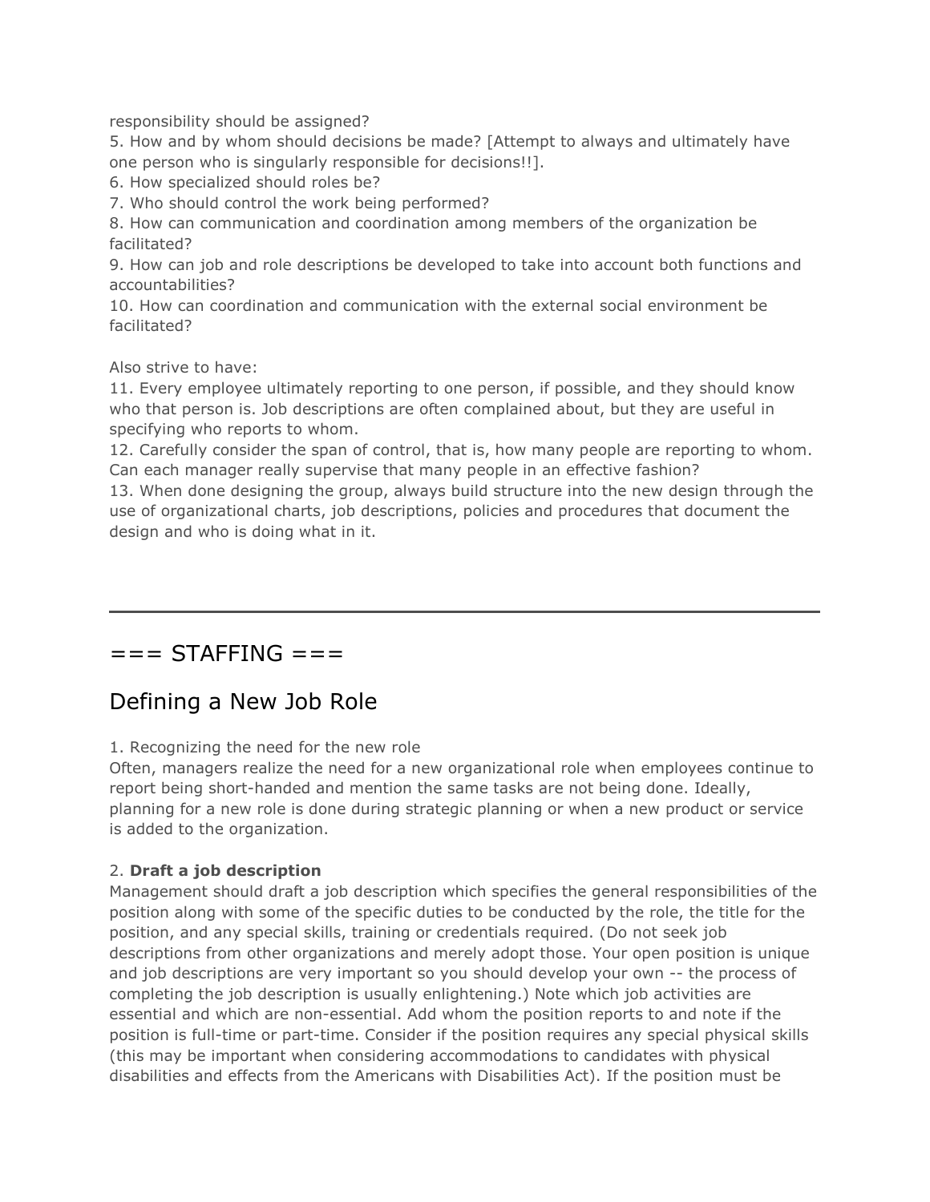responsibility should be assigned?

5. How and by whom should decisions be made? [Attempt to always and ultimately have one person who is singularly responsible for decisions!!].
6. How specialized should roles be?
7. Who should control the work being performed?
8. How can communication and coordination among members of the organization be facilitated?
9. How can job and role descriptions be developed to take into account both functions and accountabilities?
10. How can coordination and communication with the external social environment be facilitated?

Also strive to have:

11. Every employee ultimately reporting to one person, if possible, and they should know who that person is. Job descriptions are often complained about, but they are useful in specifying who reports to whom.
12. Carefully consider the span of control, that is, how many people are reporting to whom. Can each manager really supervise that many people in an effective fashion?
13. When done designing the group, always build structure into the new design through the use of organizational charts, job descriptions, policies and procedures that document the design and who is doing what in it.

---

# === STAFFING ===

## Defining a New Job Role

1. Recognizing the need for the new role

Often, managers realize the need for a new organizational role when employees continue to report being short-handed and mention the same tasks are not being done. Ideally, planning for a new role is done during strategic planning or when a new product or service is added to the organization.

2. **Draft a job description**

Management should draft a job description which specifies the general responsibilities of the position along with some of the specific duties to be conducted by the role, the title for the position, and any special skills, training or credentials required. (Do not seek job descriptions from other organizations and merely adopt those. Your open position is unique and job descriptions are very important so you should develop your own -- the process of completing the job description is usually enlightening.) Note which job activities are essential and which are non-essential. Add whom the position reports to and note if the position is full-time or part-time. Consider if the position requires any special physical skills (this may be important when considering accommodations to candidates with physical disabilities and effects from the Americans with Disabilities Act). If the position must be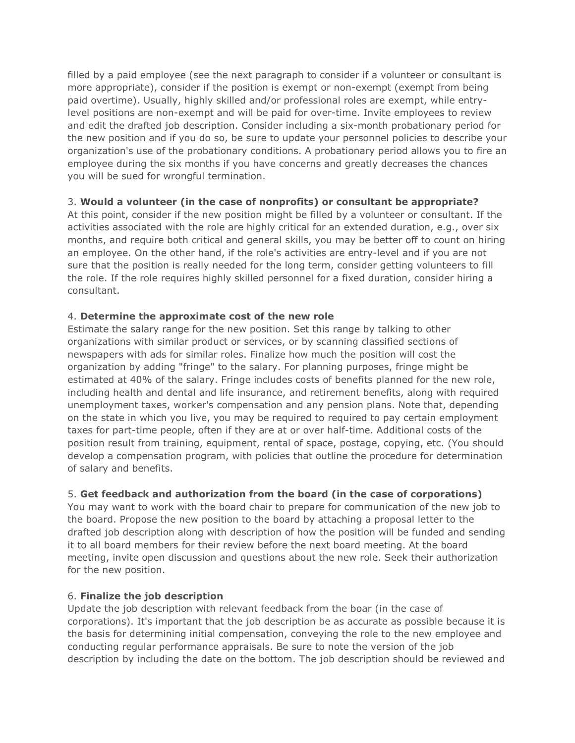filled by a paid employee (see the next paragraph to consider if a volunteer or consultant is more appropriate), consider if the position is exempt or non-exempt (exempt from being paid overtime). Usually, highly skilled and/or professional roles are exempt, while entry-level positions are non-exempt and will be paid for over-time. Invite employees to review and edit the drafted job description. Consider including a six-month probationary period for the new position and if you do so, be sure to update your personnel policies to describe your organization's use of the probationary conditions. A probationary period allows you to fire an employee during the six months if you have concerns and greatly decreases the chances you will be sued for wrongful termination.

3. **Would a volunteer (in the case of nonprofits) or consultant be appropriate?**
At this point, consider if the new position might be filled by a volunteer or consultant. If the activities associated with the role are highly critical for an extended duration, e.g., over six months, and require both critical and general skills, you may be better off to count on hiring an employee. On the other hand, if the role's activities are entry-level and if you are not sure that the position is really needed for the long term, consider getting volunteers to fill the role. If the role requires highly skilled personnel for a fixed duration, consider hiring a consultant.

4. **Determine the approximate cost of the new role**
Estimate the salary range for the new position. Set this range by talking to other organizations with similar product or services, or by scanning classified sections of newspapers with ads for similar roles. Finalize how much the position will cost the organization by adding "fringe" to the salary. For planning purposes, fringe might be estimated at 40% of the salary. Fringe includes costs of benefits planned for the new role, including health and dental and life insurance, and retirement benefits, along with required unemployment taxes, worker's compensation and any pension plans. Note that, depending on the state in which you live, you may be required to required to pay certain employment taxes for part-time people, often if they are at or over half-time. Additional costs of the position result from training, equipment, rental of space, postage, copying, etc. (You should develop a compensation program, with policies that outline the procedure for determination of salary and benefits.

5. **Get feedback and authorization from the board (in the case of corporations)**
You may want to work with the board chair to prepare for communication of the new job to the board. Propose the new position to the board by attaching a proposal letter to the drafted job description along with description of how the position will be funded and sending it to all board members for their review before the next board meeting. At the board meeting, invite open discussion and questions about the new role. Seek their authorization for the new position.

6. **Finalize the job description**
Update the job description with relevant feedback from the boar (in the case of corporations). It's important that the job description be as accurate as possible because it is the basis for determining initial compensation, conveying the role to the new employee and conducting regular performance appraisals. Be sure to note the version of the job description by including the date on the bottom. The job description should be reviewed and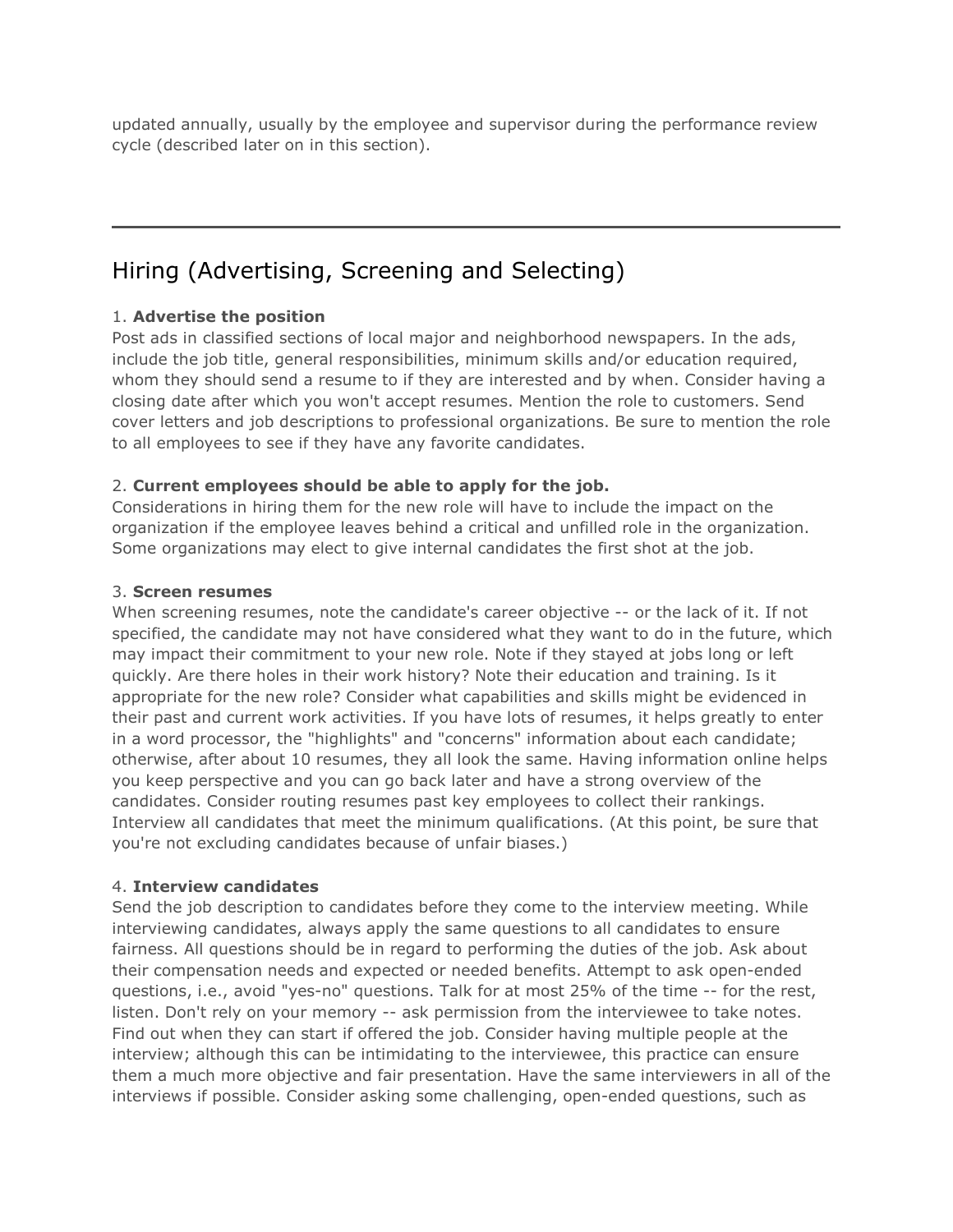updated annually, usually by the employee and supervisor during the performance review cycle (described later on in this section).

---

## Hiring (Advertising, Screening and Selecting)

1. **Advertise the position**
Post ads in classified sections of local major and neighborhood newspapers. In the ads, include the job title, general responsibilities, minimum skills and/or education required, whom they should send a resume to if they are interested and by when. Consider having a closing date after which you won't accept resumes. Mention the role to customers. Send cover letters and job descriptions to professional organizations. Be sure to mention the role to all employees to see if they have any favorite candidates.

2. **Current employees should be able to apply for the job.**
Considerations in hiring them for the new role will have to include the impact on the organization if the employee leaves behind a critical and unfilled role in the organization. Some organizations may elect to give internal candidates the first shot at the job.

3. **Screen resumes**
When screening resumes, note the candidate's career objective -- or the lack of it. If not specified, the candidate may not have considered what they want to do in the future, which may impact their commitment to your new role. Note if they stayed at jobs long or left quickly. Are there holes in their work history? Note their education and training. Is it appropriate for the new role? Consider what capabilities and skills might be evidenced in their past and current work activities. If you have lots of resumes, it helps greatly to enter in a word processor, the "highlights" and "concerns" information about each candidate; otherwise, after about 10 resumes, they all look the same. Having information online helps you keep perspective and you can go back later and have a strong overview of the candidates. Consider routing resumes past key employees to collect their rankings. Interview all candidates that meet the minimum qualifications. (At this point, be sure that you're not excluding candidates because of unfair biases.)

4. **Interview candidates**
Send the job description to candidates before they come to the interview meeting. While interviewing candidates, always apply the same questions to all candidates to ensure fairness. All questions should be in regard to performing the duties of the job. Ask about their compensation needs and expected or needed benefits. Attempt to ask open-ended questions, i.e., avoid "yes-no" questions. Talk for at most 25% of the time -- for the rest, listen. Don't rely on your memory -- ask permission from the interviewee to take notes. Find out when they can start if offered the job. Consider having multiple people at the interview; although this can be intimidating to the interviewee, this practice can ensure them a much more objective and fair presentation. Have the same interviewers in all of the interviews if possible. Consider asking some challenging, open-ended questions, such as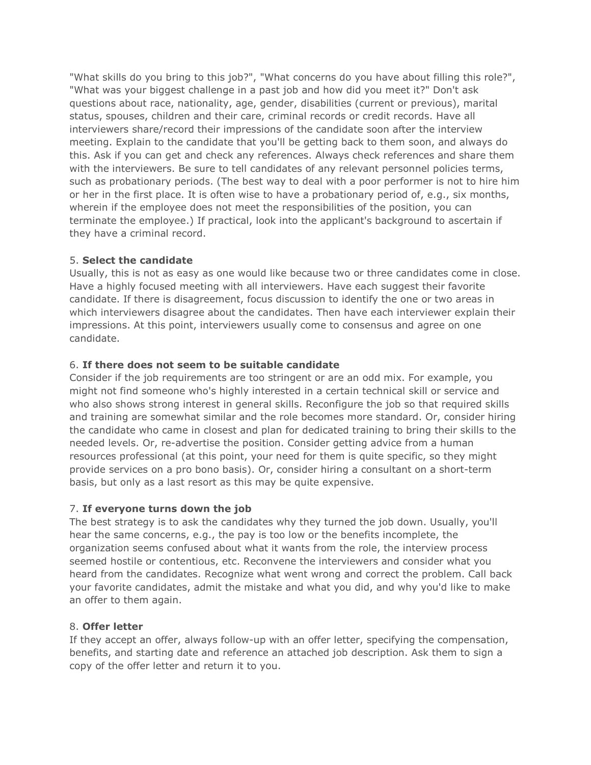"What skills do you bring to this job?", "What concerns do you have about filling this role?", "What was your biggest challenge in a past job and how did you meet it?" Don't ask questions about race, nationality, age, gender, disabilities (current or previous), marital status, spouses, children and their care, criminal records or credit records. Have all interviewers share/record their impressions of the candidate soon after the interview meeting. Explain to the candidate that you'll be getting back to them soon, and always do this. Ask if you can get and check any references. Always check references and share them with the interviewers. Be sure to tell candidates of any relevant personnel policies terms, such as probationary periods. (The best way to deal with a poor performer is not to hire him or her in the first place. It is often wise to have a probationary period of, e.g., six months, wherein if the employee does not meet the responsibilities of the position, you can terminate the employee.) If practical, look into the applicant's background to ascertain if they have a criminal record.

5. **Select the candidate**
Usually, this is not as easy as one would like because two or three candidates come in close. Have a highly focused meeting with all interviewers. Have each suggest their favorite candidate. If there is disagreement, focus discussion to identify the one or two areas in which interviewers disagree about the candidates. Then have each interviewer explain their impressions. At this point, interviewers usually come to consensus and agree on one candidate.

6. **If there does not seem to be suitable candidate**
Consider if the job requirements are too stringent or are an odd mix. For example, you might not find someone who's highly interested in a certain technical skill or service and who also shows strong interest in general skills. Reconfigure the job so that required skills and training are somewhat similar and the role becomes more standard. Or, consider hiring the candidate who came in closest and plan for dedicated training to bring their skills to the needed levels. Or, re-advertise the position. Consider getting advice from a human resources professional (at this point, your need for them is quite specific, so they might provide services on a pro bono basis). Or, consider hiring a consultant on a short-term basis, but only as a last resort as this may be quite expensive.

7. **If everyone turns down the job**
The best strategy is to ask the candidates why they turned the job down. Usually, you'll hear the same concerns, e.g., the pay is too low or the benefits incomplete, the organization seems confused about what it wants from the role, the interview process seemed hostile or contentious, etc. Reconvene the interviewers and consider what you heard from the candidates. Recognize what went wrong and correct the problem. Call back your favorite candidates, admit the mistake and what you did, and why you'd like to make an offer to them again.

8. **Offer letter**
If they accept an offer, always follow-up with an offer letter, specifying the compensation, benefits, and starting date and reference an attached job description. Ask them to sign a copy of the offer letter and return it to you.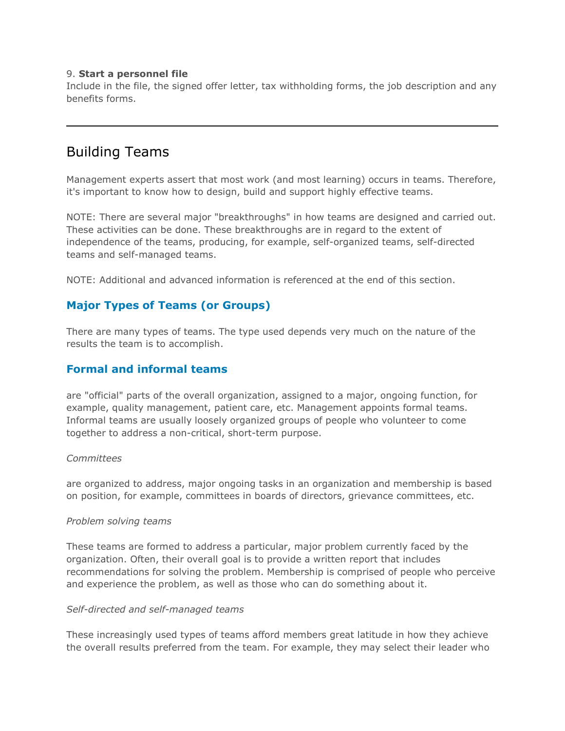9. **Start a personnel file**
Include in the file, the signed offer letter, tax withholding forms, the job description and any benefits forms.

---

# Building Teams

Management experts assert that most work (and most learning) occurs in teams. Therefore, it's important to know how to design, build and support highly effective teams.

NOTE: There are several major "breakthroughs" in how teams are designed and carried out. These activities can be done. These breakthroughs are in regard to the extent of independence of the teams, producing, for example, self-organized teams, self-directed teams and self-managed teams.

NOTE: Additional and advanced information is referenced at the end of this section.

### Major Types of Teams (or Groups)

There are many types of teams. The type used depends very much on the nature of the results the team is to accomplish.

### Formal and informal teams

are "official" parts of the overall organization, assigned to a major, ongoing function, for example, quality management, patient care, etc. Management appoints formal teams. Informal teams are usually loosely organized groups of people who volunteer to come together to address a non-critical, short-term purpose.

*Committees*

are organized to address, major ongoing tasks in an organization and membership is based on position, for example, committees in boards of directors, grievance committees, etc.

*Problem solving teams*

These teams are formed to address a particular, major problem currently faced by the organization. Often, their overall goal is to provide a written report that includes recommendations for solving the problem. Membership is comprised of people who perceive and experience the problem, as well as those who can do something about it.

*Self-directed and self-managed teams*

These increasingly used types of teams afford members great latitude in how they achieve the overall results preferred from the team. For example, they may select their leader who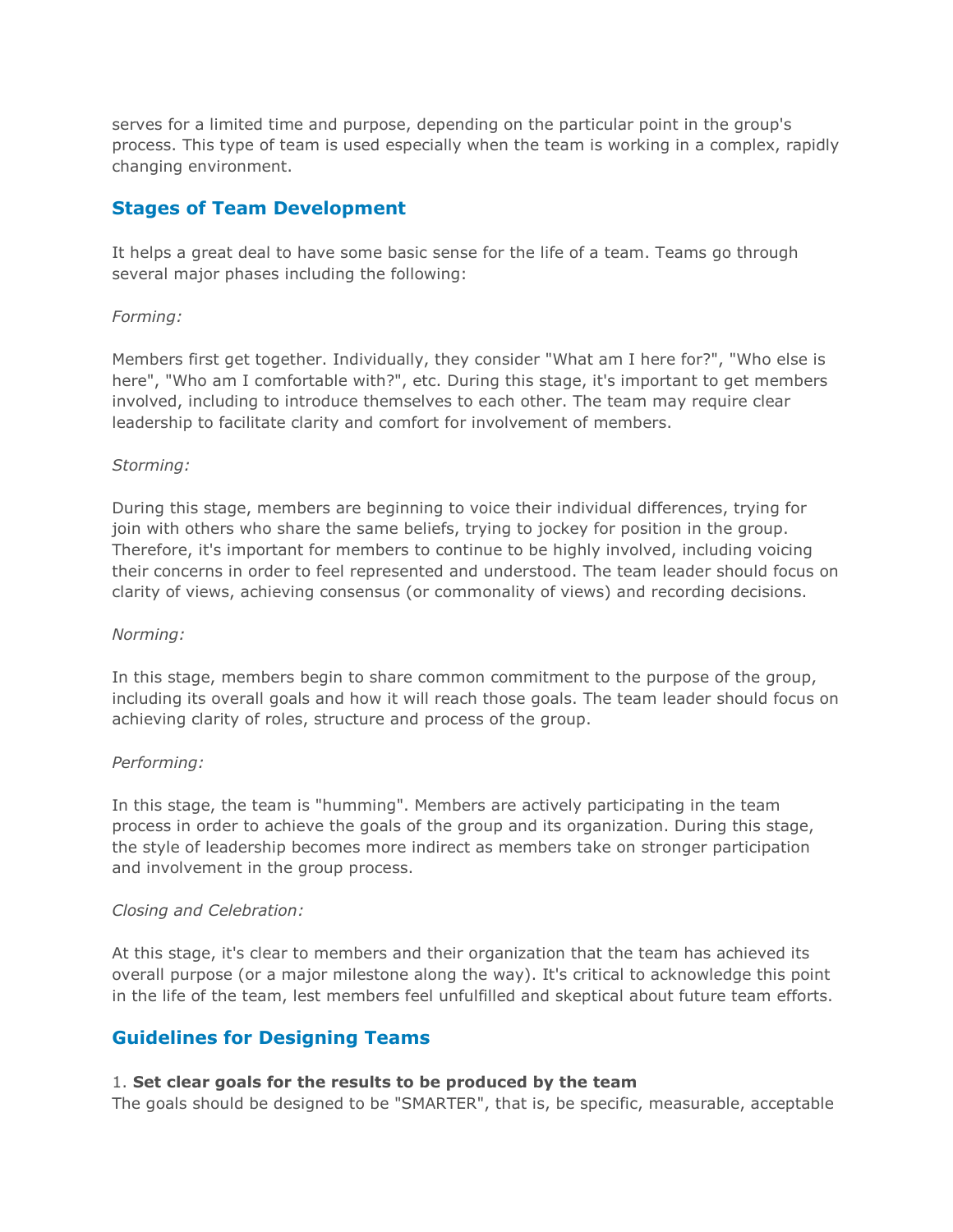serves for a limited time and purpose, depending on the particular point in the group's process. This type of team is used especially when the team is working in a complex, rapidly changing environment.

## Stages of Team Development

It helps a great deal to have some basic sense for the life of a team. Teams go through several major phases including the following:

*Forming:*

Members first get together. Individually, they consider "What am I here for?", "Who else is here", "Who am I comfortable with?", etc. During this stage, it's important to get members involved, including to introduce themselves to each other. The team may require clear leadership to facilitate clarity and comfort for involvement of members.

*Storming:*

During this stage, members are beginning to voice their individual differences, trying for join with others who share the same beliefs, trying to jockey for position in the group. Therefore, it's important for members to continue to be highly involved, including voicing their concerns in order to feel represented and understood. The team leader should focus on clarity of views, achieving consensus (or commonality of views) and recording decisions.

*Norming:*

In this stage, members begin to share common commitment to the purpose of the group, including its overall goals and how it will reach those goals. The team leader should focus on achieving clarity of roles, structure and process of the group.

*Performing:*

In this stage, the team is "humming". Members are actively participating in the team process in order to achieve the goals of the group and its organization. During this stage, the style of leadership becomes more indirect as members take on stronger participation and involvement in the group process.

*Closing and Celebration:*

At this stage, it's clear to members and their organization that the team has achieved its overall purpose (or a major milestone along the way). It's critical to acknowledge this point in the life of the team, lest members feel unfulfilled and skeptical about future team efforts.

## Guidelines for Designing Teams

1. **Set clear goals for the results to be produced by the team**
The goals should be designed to be "SMARTER", that is, be specific, measurable, acceptable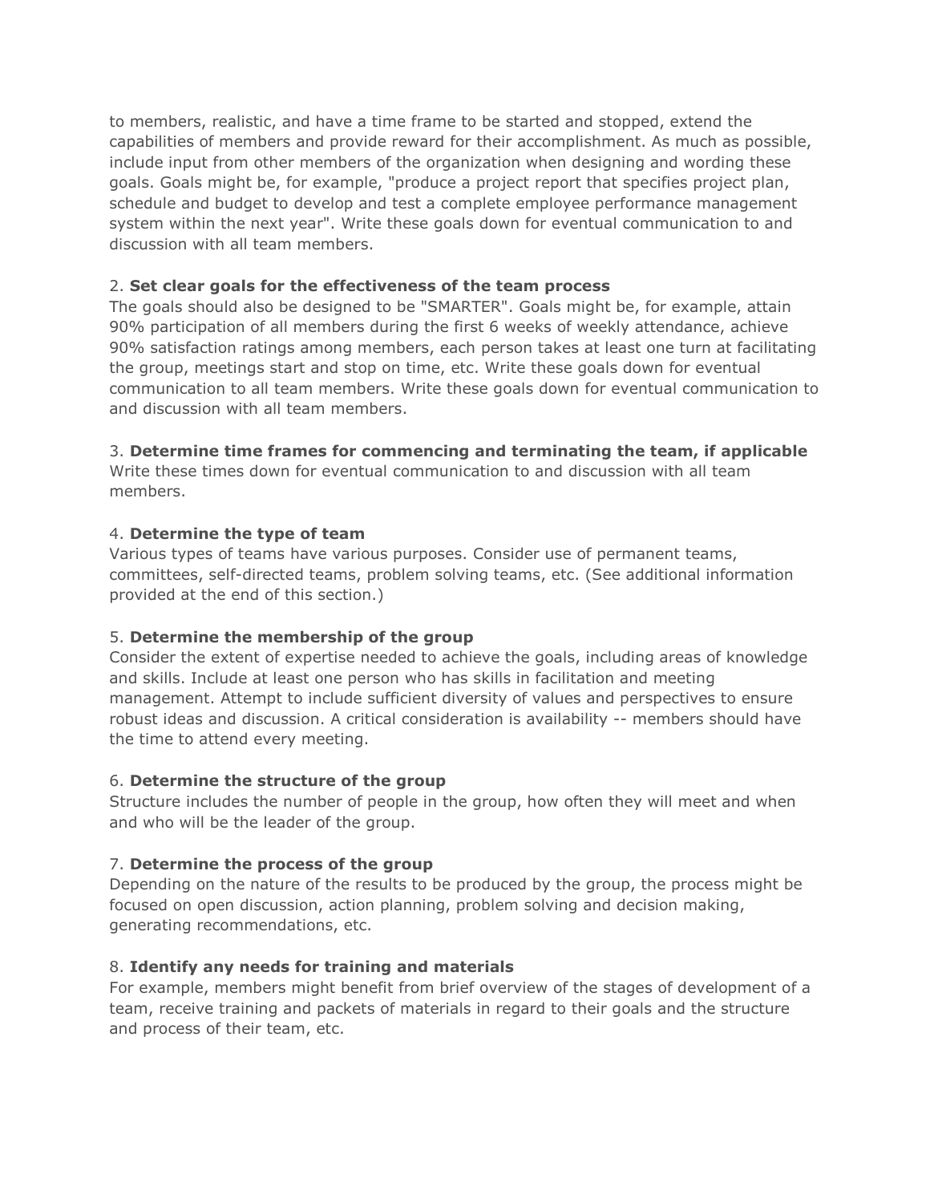to members, realistic, and have a time frame to be started and stopped, extend the capabilities of members and provide reward for their accomplishment. As much as possible, include input from other members of the organization when designing and wording these goals. Goals might be, for example, "produce a project report that specifies project plan, schedule and budget to develop and test a complete employee performance management system within the next year". Write these goals down for eventual communication to and discussion with all team members.

2. **Set clear goals for the effectiveness of the team process**
The goals should also be designed to be "SMARTER". Goals might be, for example, attain 90% participation of all members during the first 6 weeks of weekly attendance, achieve 90% satisfaction ratings among members, each person takes at least one turn at facilitating the group, meetings start and stop on time, etc. Write these goals down for eventual communication to all team members. Write these goals down for eventual communication to and discussion with all team members.

3. **Determine time frames for commencing and terminating the team, if applicable**
Write these times down for eventual communication to and discussion with all team members.

4. **Determine the type of team**
Various types of teams have various purposes. Consider use of permanent teams, committees, self-directed teams, problem solving teams, etc. (See additional information provided at the end of this section.)

5. **Determine the membership of the group**
Consider the extent of expertise needed to achieve the goals, including areas of knowledge and skills. Include at least one person who has skills in facilitation and meeting management. Attempt to include sufficient diversity of values and perspectives to ensure robust ideas and discussion. A critical consideration is availability -- members should have the time to attend every meeting.

6. **Determine the structure of the group**
Structure includes the number of people in the group, how often they will meet and when and who will be the leader of the group.

7. **Determine the process of the group**
Depending on the nature of the results to be produced by the group, the process might be focused on open discussion, action planning, problem solving and decision making, generating recommendations, etc.

8. **Identify any needs for training and materials**
For example, members might benefit from brief overview of the stages of development of a team, receive training and packets of materials in regard to their goals and the structure and process of their team, etc.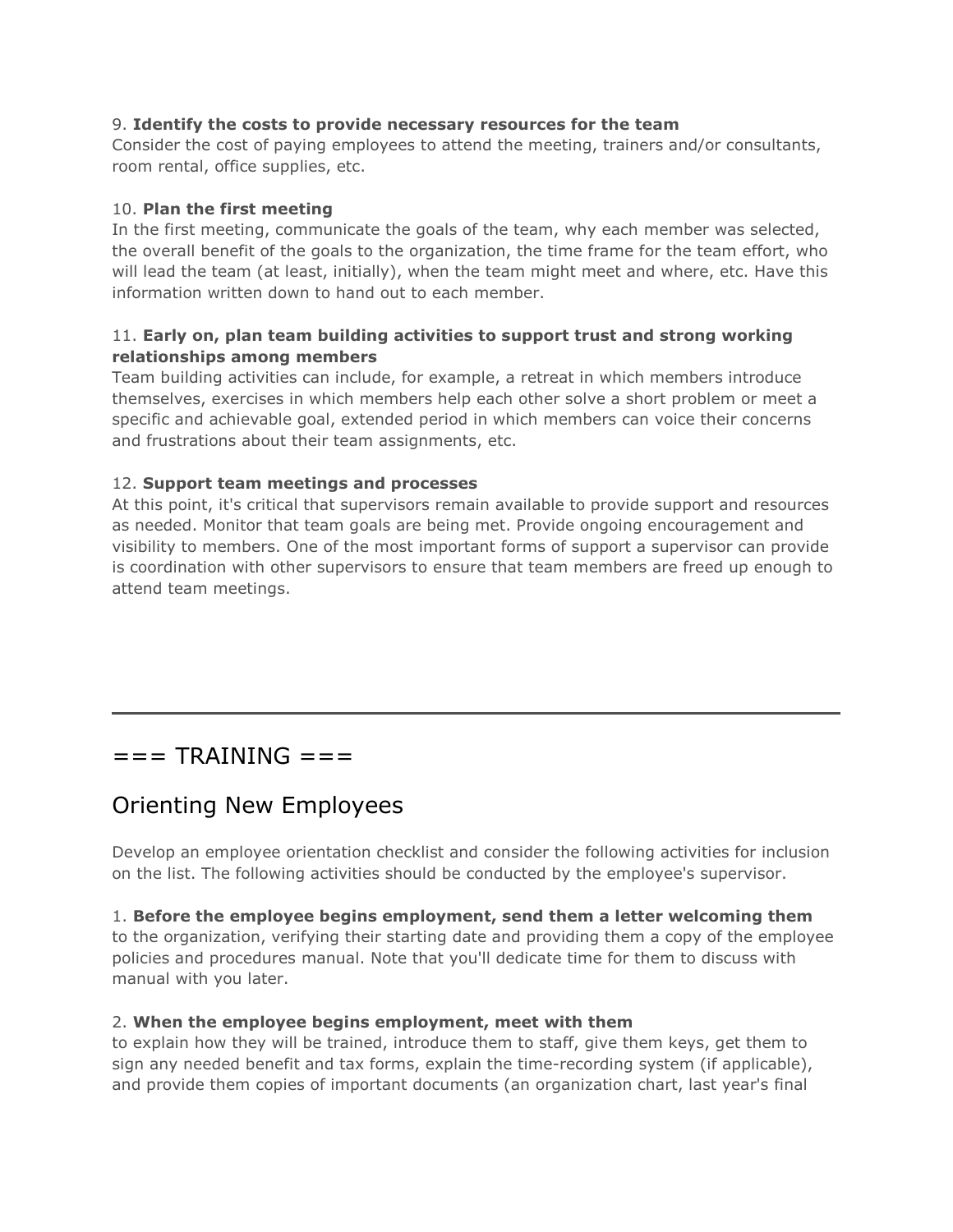9. **Identify the costs to provide necessary resources for the team**
Consider the cost of paying employees to attend the meeting, trainers and/or consultants, room rental, office supplies, etc.

10. **Plan the first meeting**
In the first meeting, communicate the goals of the team, why each member was selected, the overall benefit of the goals to the organization, the time frame for the team effort, who will lead the team (at least, initially), when the team might meet and where, etc. Have this information written down to hand out to each member.

11. **Early on, plan team building activities to support trust and strong working relationships among members**
Team building activities can include, for example, a retreat in which members introduce themselves, exercises in which members help each other solve a short problem or meet a specific and achievable goal, extended period in which members can voice their concerns and frustrations about their team assignments, etc.

12. **Support team meetings and processes**
At this point, it's critical that supervisors remain available to provide support and resources as needed. Monitor that team goals are being met. Provide ongoing encouragement and visibility to members. One of the most important forms of support a supervisor can provide is coordination with other supervisors to ensure that team members are freed up enough to attend team meetings.

---

# === TRAINING ===

## Orienting New Employees

Develop an employee orientation checklist and consider the following activities for inclusion on the list. The following activities should be conducted by the employee's supervisor.

1. **Before the employee begins employment, send them a letter welcoming them** to the organization, verifying their starting date and providing them a copy of the employee policies and procedures manual. Note that you'll dedicate time for them to discuss with manual with you later.

2. **When the employee begins employment, meet with them** to explain how they will be trained, introduce them to staff, give them keys, get them to sign any needed benefit and tax forms, explain the time-recording system (if applicable), and provide them copies of important documents (an organization chart, last year's final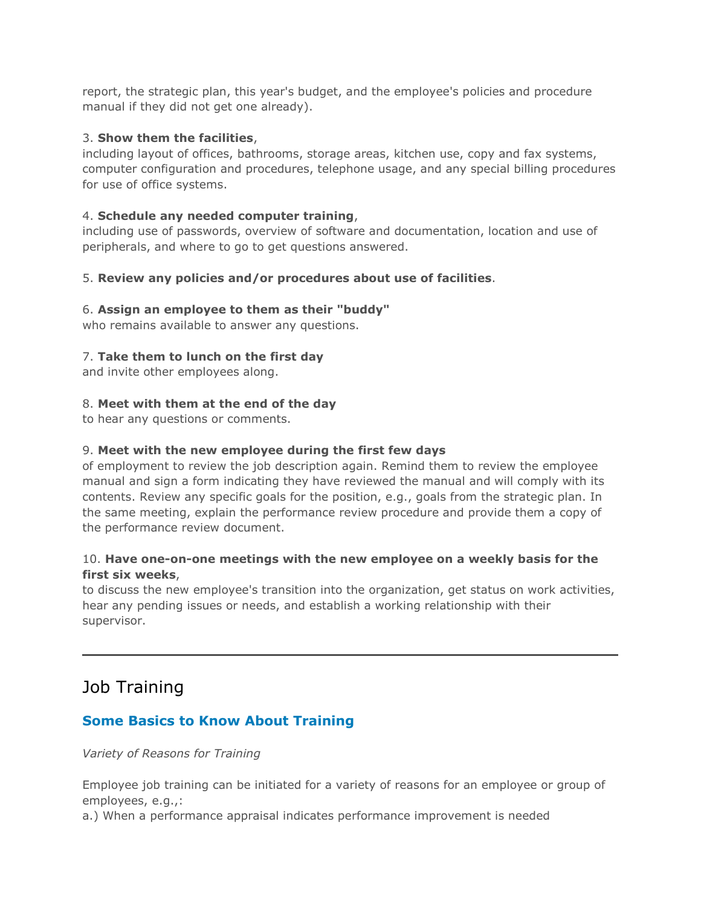report, the strategic plan, this year's budget, and the employee's policies and procedure manual if they did not get one already).

3. **Show them the facilities**,
including layout of offices, bathrooms, storage areas, kitchen use, copy and fax systems, computer configuration and procedures, telephone usage, and any special billing procedures for use of office systems.

4. **Schedule any needed computer training**,
including use of passwords, overview of software and documentation, location and use of peripherals, and where to go to get questions answered.

5. **Review any policies and/or procedures about use of facilities**.

6. **Assign an employee to them as their "buddy"**
who remains available to answer any questions.

7. **Take them to lunch on the first day**
and invite other employees along.

8. **Meet with them at the end of the day**
to hear any questions or comments.

9. **Meet with the new employee during the first few days**
of employment to review the job description again. Remind them to review the employee manual and sign a form indicating they have reviewed the manual and will comply with its contents. Review any specific goals for the position, e.g., goals from the strategic plan. In the same meeting, explain the performance review procedure and provide them a copy of the performance review document.

10. **Have one-on-one meetings with the new employee on a weekly basis for the first six weeks**,
to discuss the new employee's transition into the organization, get status on work activities, hear any pending issues or needs, and establish a working relationship with their supervisor.

---

## Job Training

### Some Basics to Know About Training

*Variety of Reasons for Training*

Employee job training can be initiated for a variety of reasons for an employee or group of employees, e.g.,:
a.) When a performance appraisal indicates performance improvement is needed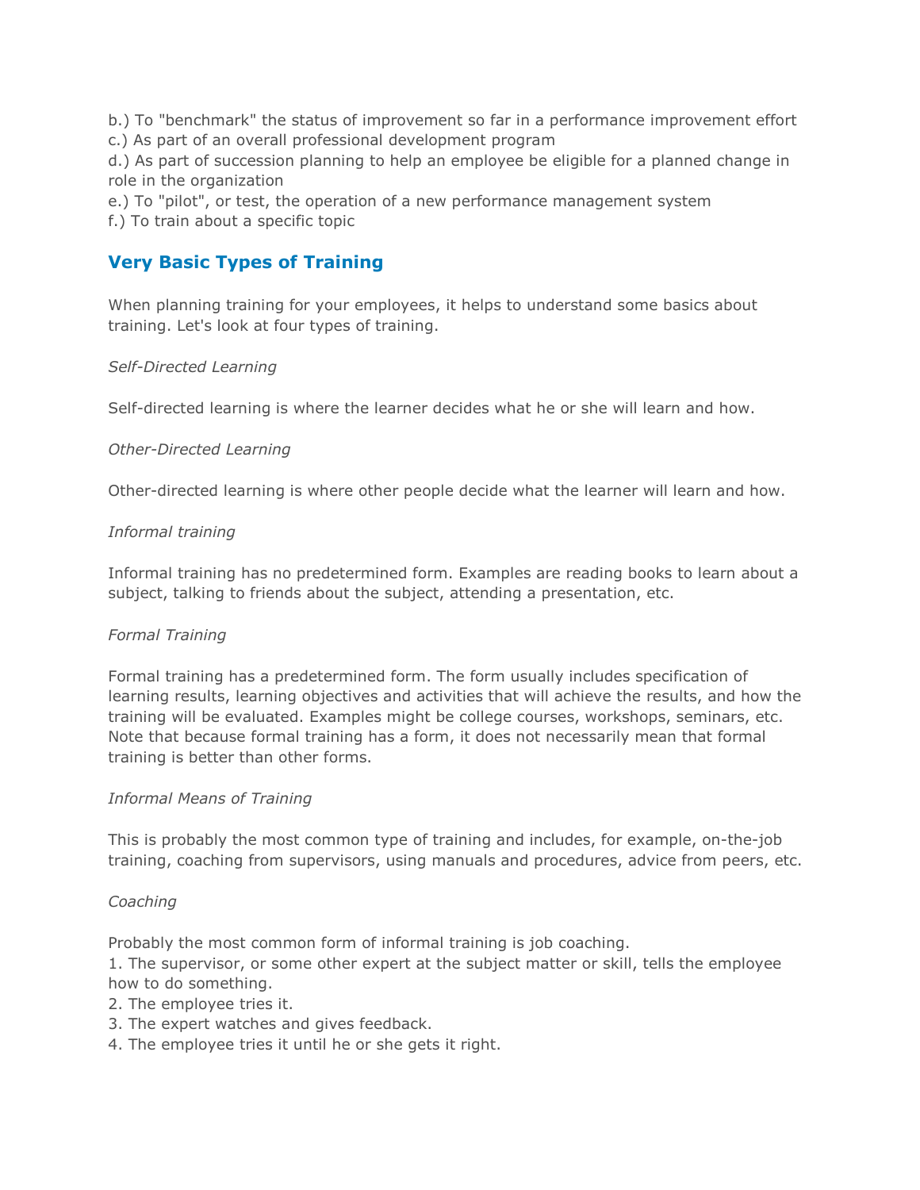b.) To "benchmark" the status of improvement so far in a performance improvement effort
c.) As part of an overall professional development program
d.) As part of succession planning to help an employee be eligible for a planned change in role in the organization
e.) To "pilot", or test, the operation of a new performance management system
f.) To train about a specific topic

## Very Basic Types of Training

When planning training for your employees, it helps to understand some basics about training. Let's look at four types of training.

*Self-Directed Learning*

Self-directed learning is where the learner decides what he or she will learn and how.

*Other-Directed Learning*

Other-directed learning is where other people decide what the learner will learn and how.

*Informal training*

Informal training has no predetermined form. Examples are reading books to learn about a subject, talking to friends about the subject, attending a presentation, etc.

*Formal Training*

Formal training has a predetermined form. The form usually includes specification of learning results, learning objectives and activities that will achieve the results, and how the training will be evaluated. Examples might be college courses, workshops, seminars, etc. Note that because formal training has a form, it does not necessarily mean that formal training is better than other forms.

*Informal Means of Training*

This is probably the most common type of training and includes, for example, on-the-job training, coaching from supervisors, using manuals and procedures, advice from peers, etc.

*Coaching*

Probably the most common form of informal training is job coaching.
1. The supervisor, or some other expert at the subject matter or skill, tells the employee how to do something.
2. The employee tries it.
3. The expert watches and gives feedback.
4. The employee tries it until he or she gets it right.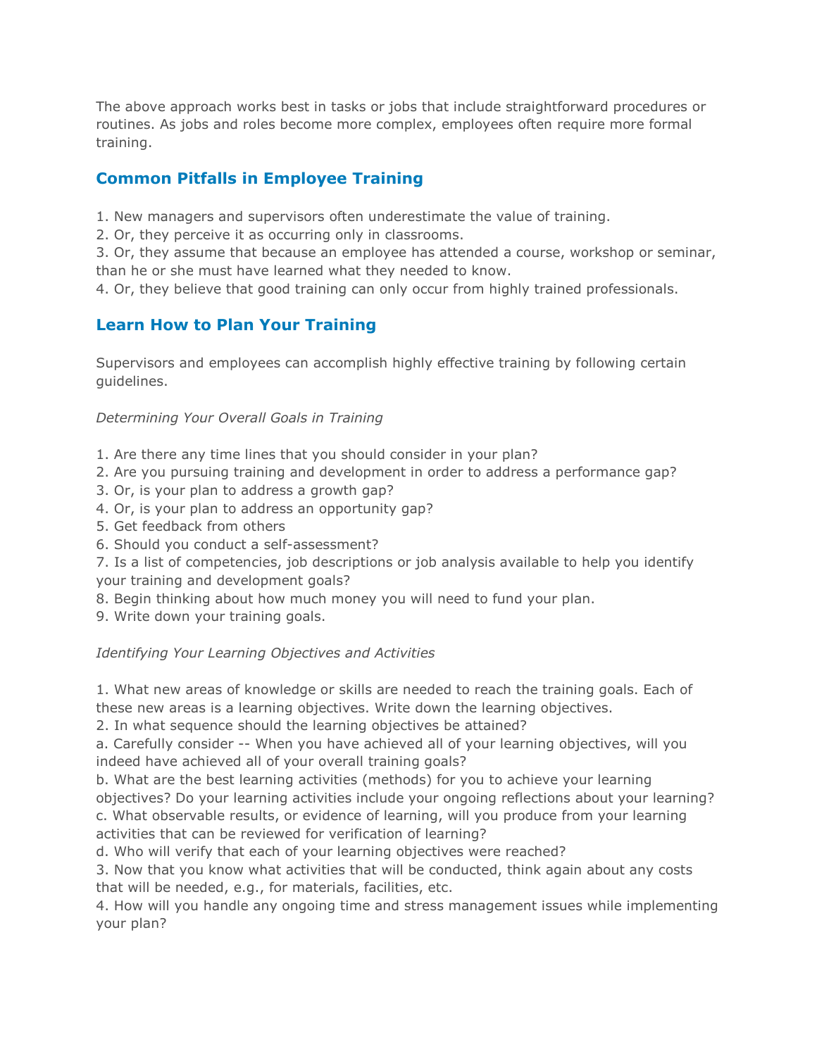The above approach works best in tasks or jobs that include straightforward procedures or routines. As jobs and roles become more complex, employees often require more formal training.

## Common Pitfalls in Employee Training

1. New managers and supervisors often underestimate the value of training.
2. Or, they perceive it as occurring only in classrooms.
3. Or, they assume that because an employee has attended a course, workshop or seminar, than he or she must have learned what they needed to know.
4. Or, they believe that good training can only occur from highly trained professionals.

## Learn How to Plan Your Training

Supervisors and employees can accomplish highly effective training by following certain guidelines.

*Determining Your Overall Goals in Training*

1. Are there any time lines that you should consider in your plan?
2. Are you pursuing training and development in order to address a performance gap?
3. Or, is your plan to address a growth gap?
4. Or, is your plan to address an opportunity gap?
5. Get feedback from others
6. Should you conduct a self-assessment?
7. Is a list of competencies, job descriptions or job analysis available to help you identify your training and development goals?
8. Begin thinking about how much money you will need to fund your plan.
9. Write down your training goals.

*Identifying Your Learning Objectives and Activities*

1. What new areas of knowledge or skills are needed to reach the training goals. Each of these new areas is a learning objectives. Write down the learning objectives.
2. In what sequence should the learning objectives be attained?
a. Carefully consider -- When you have achieved all of your learning objectives, will you indeed have achieved all of your overall training goals?
b. What are the best learning activities (methods) for you to achieve your learning objectives? Do your learning activities include your ongoing reflections about your learning?
c. What observable results, or evidence of learning, will you produce from your learning activities that can be reviewed for verification of learning?
d. Who will verify that each of your learning objectives were reached?
3. Now that you know what activities that will be conducted, think again about any costs that will be needed, e.g., for materials, facilities, etc.
4. How will you handle any ongoing time and stress management issues while implementing your plan?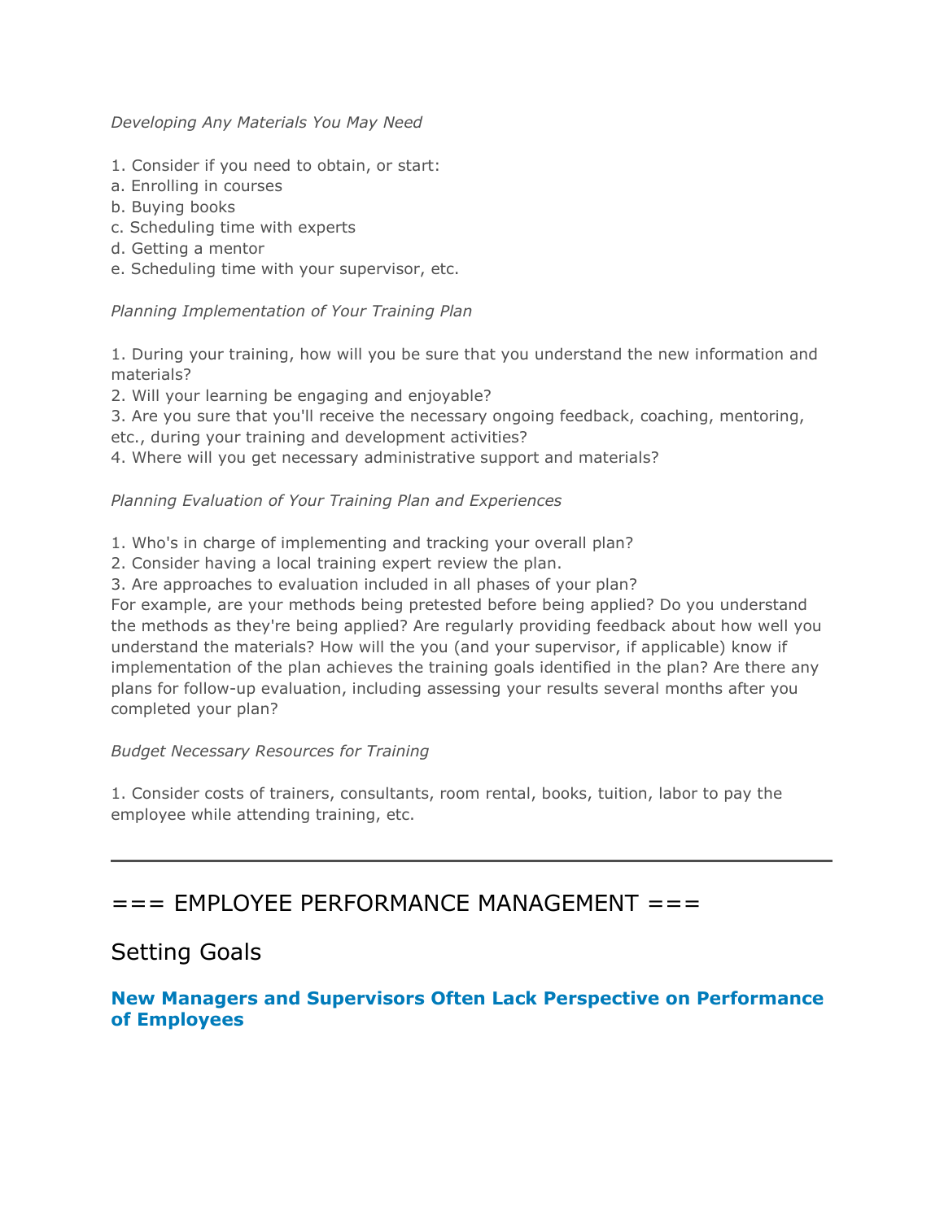*Developing Any Materials You May Need*

1. Consider if you need to obtain, or start:
a. Enrolling in courses
b. Buying books
c. Scheduling time with experts
d. Getting a mentor
e. Scheduling time with your supervisor, etc.

*Planning Implementation of Your Training Plan*

1. During your training, how will you be sure that you understand the new information and materials?
2. Will your learning be engaging and enjoyable?
3. Are you sure that you'll receive the necessary ongoing feedback, coaching, mentoring, etc., during your training and development activities?
4. Where will you get necessary administrative support and materials?

*Planning Evaluation of Your Training Plan and Experiences*

1. Who's in charge of implementing and tracking your overall plan?
2. Consider having a local training expert review the plan.
3. Are approaches to evaluation included in all phases of your plan?
For example, are your methods being pretested before being applied? Do you understand the methods as they're being applied? Are regularly providing feedback about how well you understand the materials? How will the you (and your supervisor, if applicable) know if implementation of the plan achieves the training goals identified in the plan? Are there any plans for follow-up evaluation, including assessing your results several months after you completed your plan?

*Budget Necessary Resources for Training*

1. Consider costs of trainers, consultants, room rental, books, tuition, labor to pay the employee while attending training, etc.

---

# === EMPLOYEE PERFORMANCE MANAGEMENT ===

## Setting Goals

### **New Managers and Supervisors Often Lack Perspective on Performance of Employees**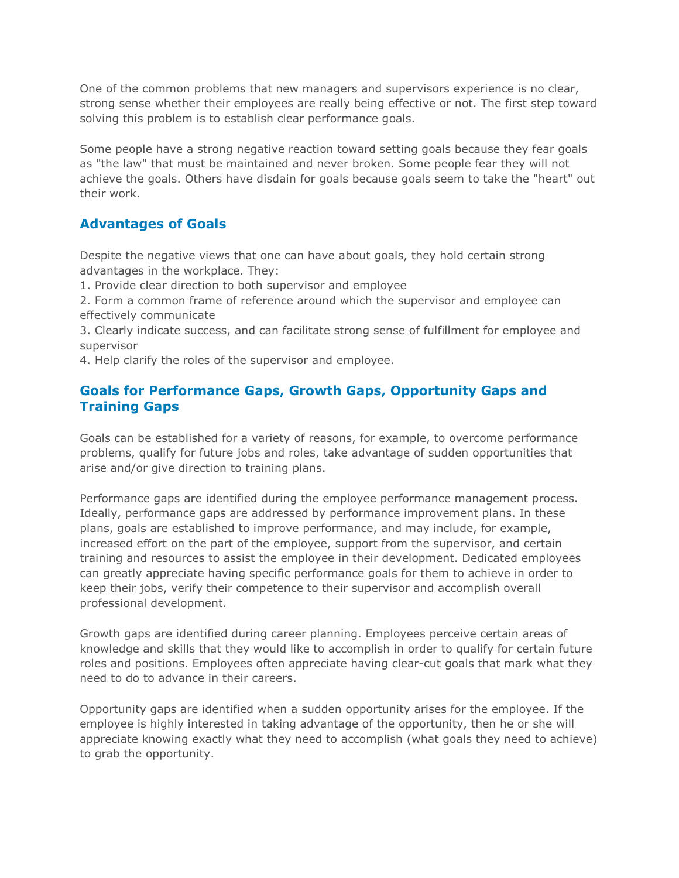One of the common problems that new managers and supervisors experience is no clear, strong sense whether their employees are really being effective or not. The first step toward solving this problem is to establish clear performance goals.

Some people have a strong negative reaction toward setting goals because they fear goals as "the law" that must be maintained and never broken. Some people fear they will not achieve the goals. Others have disdain for goals because goals seem to take the "heart" out their work.

## Advantages of Goals

Despite the negative views that one can have about goals, they hold certain strong advantages in the workplace. They:

1. Provide clear direction to both supervisor and employee
2. Form a common frame of reference around which the supervisor and employee can effectively communicate
3. Clearly indicate success, and can facilitate strong sense of fulfillment for employee and supervisor
4. Help clarify the roles of the supervisor and employee.

## Goals for Performance Gaps, Growth Gaps, Opportunity Gaps and Training Gaps

Goals can be established for a variety of reasons, for example, to overcome performance problems, qualify for future jobs and roles, take advantage of sudden opportunities that arise and/or give direction to training plans.

Performance gaps are identified during the employee performance management process. Ideally, performance gaps are addressed by performance improvement plans. In these plans, goals are established to improve performance, and may include, for example, increased effort on the part of the employee, support from the supervisor, and certain training and resources to assist the employee in their development. Dedicated employees can greatly appreciate having specific performance goals for them to achieve in order to keep their jobs, verify their competence to their supervisor and accomplish overall professional development.

Growth gaps are identified during career planning. Employees perceive certain areas of knowledge and skills that they would like to accomplish in order to qualify for certain future roles and positions. Employees often appreciate having clear-cut goals that mark what they need to do to advance in their careers.

Opportunity gaps are identified when a sudden opportunity arises for the employee. If the employee is highly interested in taking advantage of the opportunity, then he or she will appreciate knowing exactly what they need to accomplish (what goals they need to achieve) to grab the opportunity.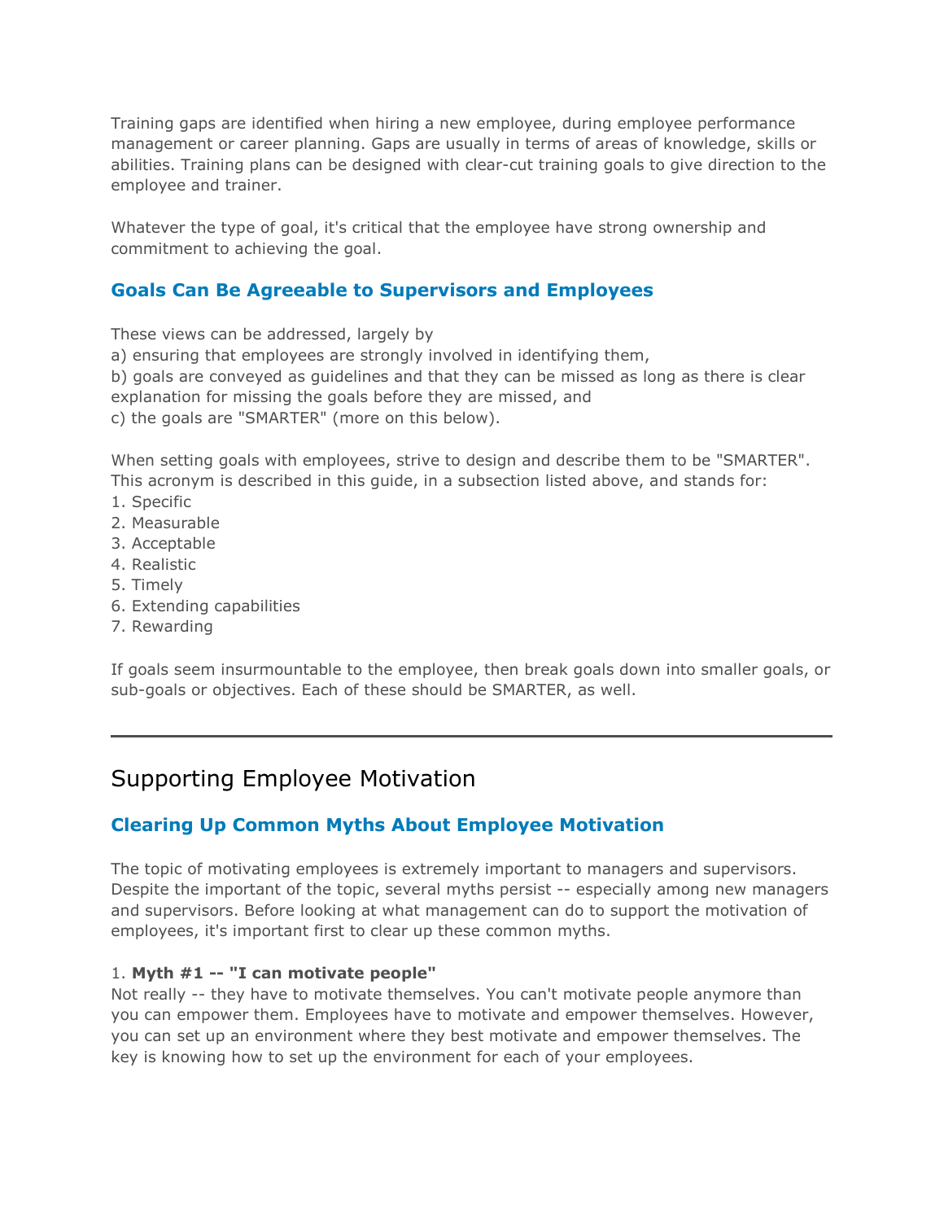Training gaps are identified when hiring a new employee, during employee performance management or career planning. Gaps are usually in terms of areas of knowledge, skills or abilities. Training plans can be designed with clear-cut training goals to give direction to the employee and trainer.

Whatever the type of goal, it's critical that the employee have strong ownership and commitment to achieving the goal.

### Goals Can Be Agreeable to Supervisors and Employees

These views can be addressed, largely by
a) ensuring that employees are strongly involved in identifying them,
b) goals are conveyed as guidelines and that they can be missed as long as there is clear explanation for missing the goals before they are missed, and
c) the goals are "SMARTER" (more on this below).

When setting goals with employees, strive to design and describe them to be "SMARTER". This acronym is described in this guide, in a subsection listed above, and stands for:
1. Specific
2. Measurable
3. Acceptable
4. Realistic
5. Timely
6. Extending capabilities
7. Rewarding

If goals seem insurmountable to the employee, then break goals down into smaller goals, or sub-goals or objectives. Each of these should be SMARTER, as well.

---

## Supporting Employee Motivation

### Clearing Up Common Myths About Employee Motivation

The topic of motivating employees is extremely important to managers and supervisors. Despite the important of the topic, several myths persist -- especially among new managers and supervisors. Before looking at what management can do to support the motivation of employees, it's important first to clear up these common myths.

1. **Myth #1 -- "I can motivate people"**
Not really -- they have to motivate themselves. You can't motivate people anymore than you can empower them. Employees have to motivate and empower themselves. However, you can set up an environment where they best motivate and empower themselves. The key is knowing how to set up the environment for each of your employees.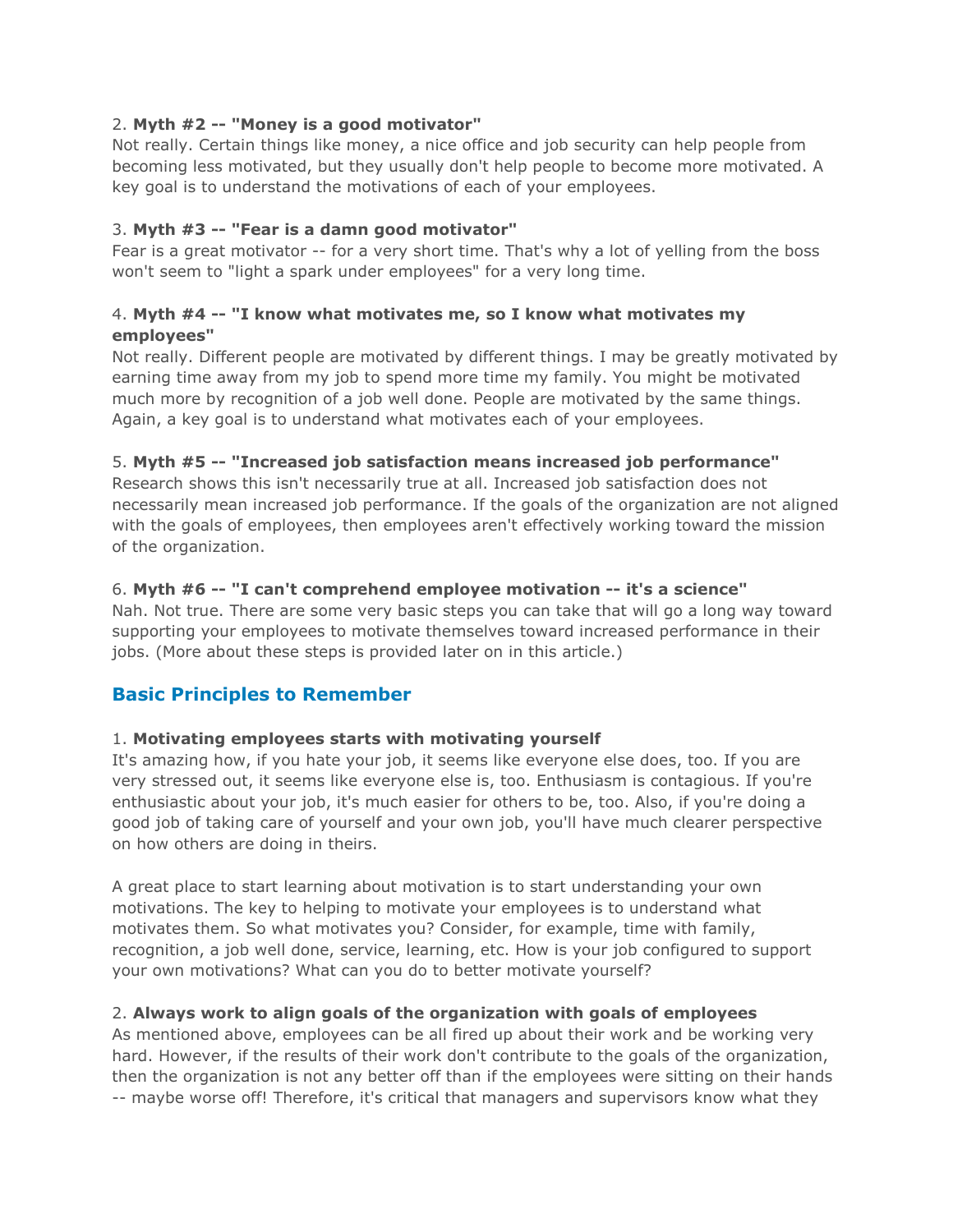2. **Myth #2 -- "Money is a good motivator"**
Not really. Certain things like money, a nice office and job security can help people from becoming less motivated, but they usually don't help people to become more motivated. A key goal is to understand the motivations of each of your employees.

3. **Myth #3 -- "Fear is a damn good motivator"**
Fear is a great motivator -- for a very short time. That's why a lot of yelling from the boss won't seem to "light a spark under employees" for a very long time.

4. **Myth #4 -- "I know what motivates me, so I know what motivates my employees"**
Not really. Different people are motivated by different things. I may be greatly motivated by earning time away from my job to spend more time my family. You might be motivated much more by recognition of a job well done. People are motivated by the same things. Again, a key goal is to understand what motivates each of your employees.

5. **Myth #5 -- "Increased job satisfaction means increased job performance"**
Research shows this isn't necessarily true at all. Increased job satisfaction does not necessarily mean increased job performance. If the goals of the organization are not aligned with the goals of employees, then employees aren't effectively working toward the mission of the organization.

6. **Myth #6 -- "I can't comprehend employee motivation -- it's a science"**
Nah. Not true. There are some very basic steps you can take that will go a long way toward supporting your employees to motivate themselves toward increased performance in their jobs. (More about these steps is provided later on in this article.)

## Basic Principles to Remember

1. **Motivating employees starts with motivating yourself**
It's amazing how, if you hate your job, it seems like everyone else does, too. If you are very stressed out, it seems like everyone else is, too. Enthusiasm is contagious. If you're enthusiastic about your job, it's much easier for others to be, too. Also, if you're doing a good job of taking care of yourself and your own job, you'll have much clearer perspective on how others are doing in theirs.

A great place to start learning about motivation is to start understanding your own motivations. The key to helping to motivate your employees is to understand what motivates them. So what motivates you? Consider, for example, time with family, recognition, a job well done, service, learning, etc. How is your job configured to support your own motivations? What can you do to better motivate yourself?

2. **Always work to align goals of the organization with goals of employees**
As mentioned above, employees can be all fired up about their work and be working very hard. However, if the results of their work don't contribute to the goals of the organization, then the organization is not any better off than if the employees were sitting on their hands -- maybe worse off! Therefore, it's critical that managers and supervisors know what they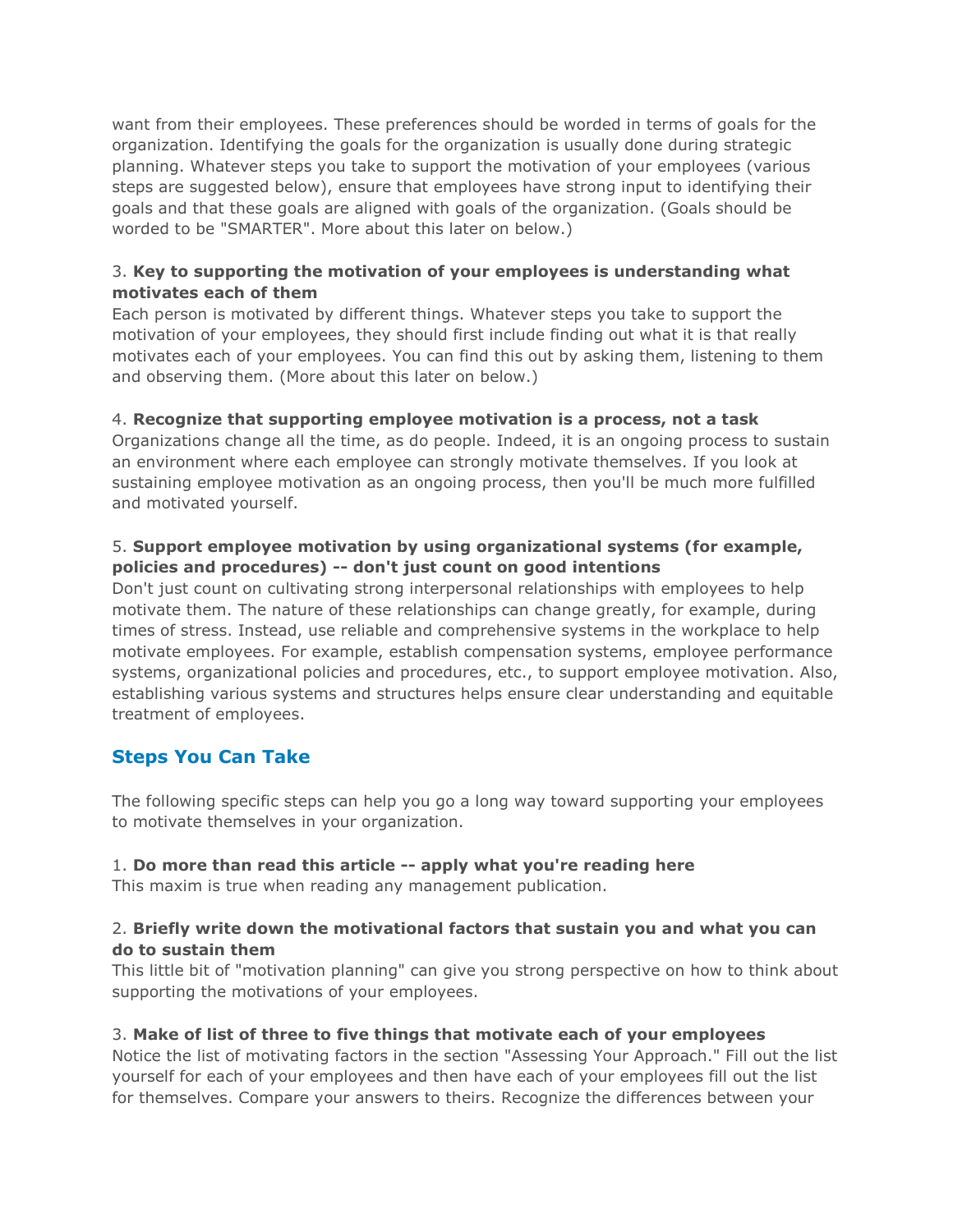want from their employees. These preferences should be worded in terms of goals for the organization. Identifying the goals for the organization is usually done during strategic planning. Whatever steps you take to support the motivation of your employees (various steps are suggested below), ensure that employees have strong input to identifying their goals and that these goals are aligned with goals of the organization. (Goals should be worded to be "SMARTER". More about this later on below.)

3. **Key to supporting the motivation of your employees is understanding what motivates each of them**
Each person is motivated by different things. Whatever steps you take to support the motivation of your employees, they should first include finding out what it is that really motivates each of your employees. You can find this out by asking them, listening to them and observing them. (More about this later on below.)

4. **Recognize that supporting employee motivation is a process, not a task**
Organizations change all the time, as do people. Indeed, it is an ongoing process to sustain an environment where each employee can strongly motivate themselves. If you look at sustaining employee motivation as an ongoing process, then you'll be much more fulfilled and motivated yourself.

5. **Support employee motivation by using organizational systems (for example, policies and procedures) -- don't just count on good intentions**
Don't just count on cultivating strong interpersonal relationships with employees to help motivate them. The nature of these relationships can change greatly, for example, during times of stress. Instead, use reliable and comprehensive systems in the workplace to help motivate employees. For example, establish compensation systems, employee performance systems, organizational policies and procedures, etc., to support employee motivation. Also, establishing various systems and structures helps ensure clear understanding and equitable treatment of employees.

## Steps You Can Take

The following specific steps can help you go a long way toward supporting your employees to motivate themselves in your organization.

1. **Do more than read this article -- apply what you're reading here**
This maxim is true when reading any management publication.

2. **Briefly write down the motivational factors that sustain you and what you can do to sustain them**
This little bit of "motivation planning" can give you strong perspective on how to think about supporting the motivations of your employees.

3. **Make of list of three to five things that motivate each of your employees**
Notice the list of motivating factors in the section "Assessing Your Approach." Fill out the list yourself for each of your employees and then have each of your employees fill out the list for themselves. Compare your answers to theirs. Recognize the differences between your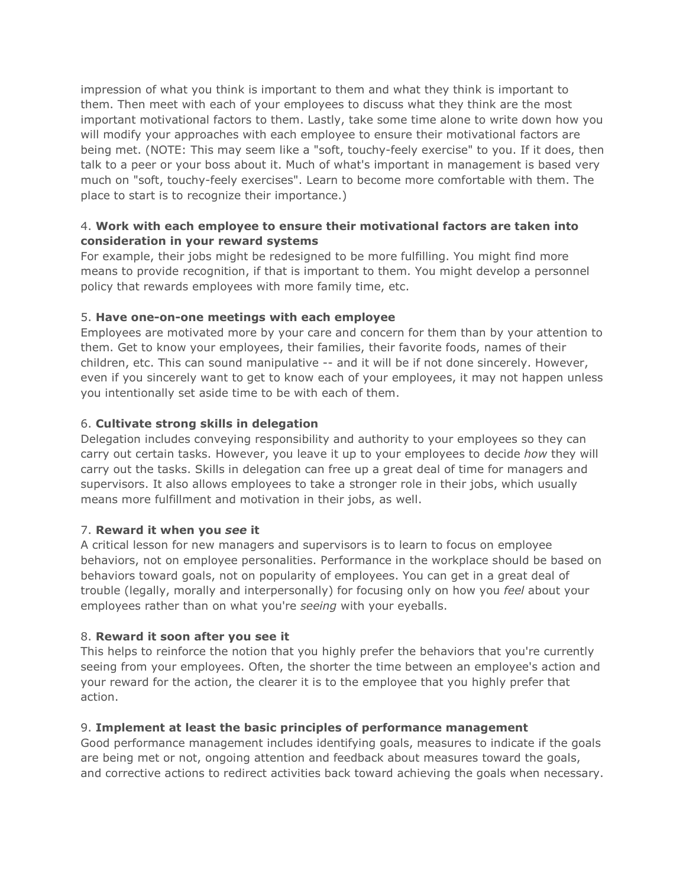impression of what you think is important to them and what they think is important to them. Then meet with each of your employees to discuss what they think are the most important motivational factors to them. Lastly, take some time alone to write down how you will modify your approaches with each employee to ensure their motivational factors are being met. (NOTE: This may seem like a "soft, touchy-feely exercise" to you. If it does, then talk to a peer or your boss about it. Much of what's important in management is based very much on "soft, touchy-feely exercises". Learn to become more comfortable with them. The place to start is to recognize their importance.)

4. **Work with each employee to ensure their motivational factors are taken into consideration in your reward systems**
For example, their jobs might be redesigned to be more fulfilling. You might find more means to provide recognition, if that is important to them. You might develop a personnel policy that rewards employees with more family time, etc.

5. **Have one-on-one meetings with each employee**
Employees are motivated more by your care and concern for them than by your attention to them. Get to know your employees, their families, their favorite foods, names of their children, etc. This can sound manipulative -- and it will be if not done sincerely. However, even if you sincerely want to get to know each of your employees, it may not happen unless you intentionally set aside time to be with each of them.

6. **Cultivate strong skills in delegation**
Delegation includes conveying responsibility and authority to your employees so they can carry out certain tasks. However, you leave it up to your employees to decide *how* they will carry out the tasks. Skills in delegation can free up a great deal of time for managers and supervisors. It also allows employees to take a stronger role in their jobs, which usually means more fulfillment and motivation in their jobs, as well.

7. **Reward it when you *see* it**
A critical lesson for new managers and supervisors is to learn to focus on employee behaviors, not on employee personalities. Performance in the workplace should be based on behaviors toward goals, not on popularity of employees. You can get in a great deal of trouble (legally, morally and interpersonally) for focusing only on how you *feel* about your employees rather than on what you're *seeing* with your eyeballs.

8. **Reward it soon after you see it**
This helps to reinforce the notion that you highly prefer the behaviors that you're currently seeing from your employees. Often, the shorter the time between an employee's action and your reward for the action, the clearer it is to the employee that you highly prefer that action.

9. **Implement at least the basic principles of performance management**
Good performance management includes identifying goals, measures to indicate if the goals are being met or not, ongoing attention and feedback about measures toward the goals, and corrective actions to redirect activities back toward achieving the goals when necessary.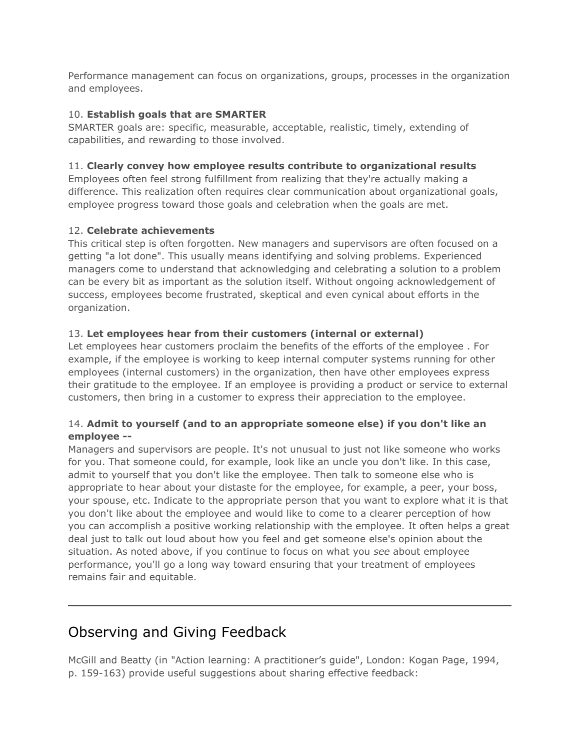Performance management can focus on organizations, groups, processes in the organization and employees.

10. **Establish goals that are SMARTER**
SMARTER goals are: specific, measurable, acceptable, realistic, timely, extending of capabilities, and rewarding to those involved.

11. **Clearly convey how employee results contribute to organizational results**
Employees often feel strong fulfillment from realizing that they're actually making a difference. This realization often requires clear communication about organizational goals, employee progress toward those goals and celebration when the goals are met.

12. **Celebrate achievements**
This critical step is often forgotten. New managers and supervisors are often focused on a getting "a lot done". This usually means identifying and solving problems. Experienced managers come to understand that acknowledging and celebrating a solution to a problem can be every bit as important as the solution itself. Without ongoing acknowledgement of success, employees become frustrated, skeptical and even cynical about efforts in the organization.

13. **Let employees hear from their customers (internal or external)**
Let employees hear customers proclaim the benefits of the efforts of the employee . For example, if the employee is working to keep internal computer systems running for other employees (internal customers) in the organization, then have other employees express their gratitude to the employee. If an employee is providing a product or service to external customers, then bring in a customer to express their appreciation to the employee.

14. **Admit to yourself (and to an appropriate someone else) if you don't like an employee --**
Managers and supervisors are people. It's not unusual to just not like someone who works for you. That someone could, for example, look like an uncle you don't like. In this case, admit to yourself that you don't like the employee. Then talk to someone else who is appropriate to hear about your distaste for the employee, for example, a peer, your boss, your spouse, etc. Indicate to the appropriate person that you want to explore what it is that you don't like about the employee and would like to come to a clearer perception of how you can accomplish a positive working relationship with the employee. It often helps a great deal just to talk out loud about how you feel and get someone else's opinion about the situation. As noted above, if you continue to focus on what you *see* about employee performance, you'll go a long way toward ensuring that your treatment of employees remains fair and equitable.

---

## Observing and Giving Feedback

McGill and Beatty (in "Action learning: A practitioner's guide", London: Kogan Page, 1994, p. 159-163) provide useful suggestions about sharing effective feedback: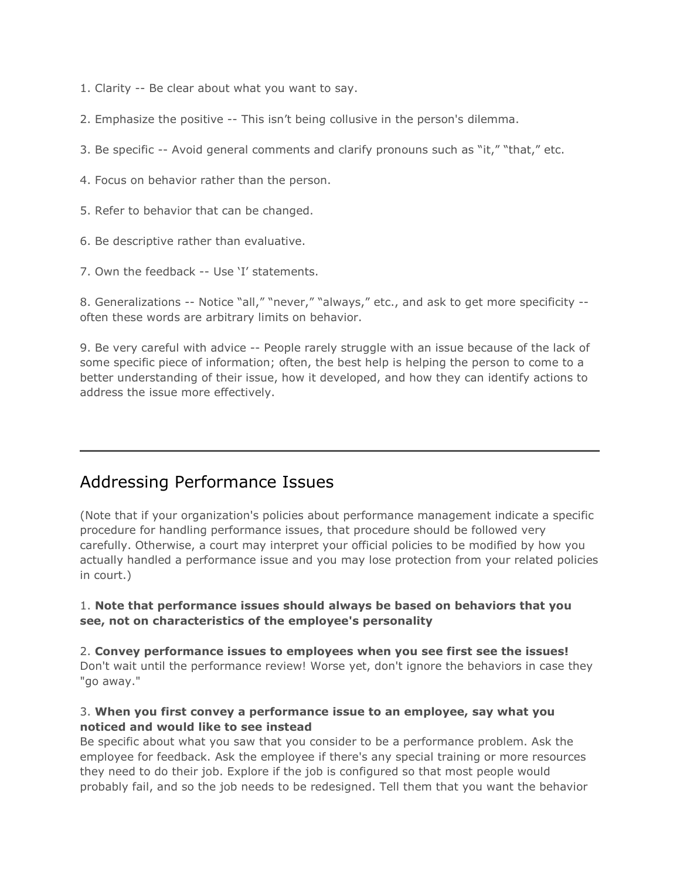1. Clarity -- Be clear about what you want to say.

2. Emphasize the positive -- This isn't being collusive in the person's dilemma.

3. Be specific -- Avoid general comments and clarify pronouns such as "it," "that," etc.

4. Focus on behavior rather than the person.

5. Refer to behavior that can be changed.

6. Be descriptive rather than evaluative.

7. Own the feedback -- Use 'I' statements.

8. Generalizations -- Notice "all," "never," "always," etc., and ask to get more specificity -- often these words are arbitrary limits on behavior.

9. Be very careful with advice -- People rarely struggle with an issue because of the lack of some specific piece of information; often, the best help is helping the person to come to a better understanding of their issue, how it developed, and how they can identify actions to address the issue more effectively.

---

## Addressing Performance Issues

(Note that if your organization's policies about performance management indicate a specific procedure for handling performance issues, that procedure should be followed very carefully. Otherwise, a court may interpret your official policies to be modified by how you actually handled a performance issue and you may lose protection from your related policies in court.)

1. **Note that performance issues should always be based on behaviors that you see, not on characteristics of the employee's personality**

2. **Convey performance issues to employees when you see first see the issues!** Don't wait until the performance review! Worse yet, don't ignore the behaviors in case they "go away."

3. **When you first convey a performance issue to an employee, say what you noticed and would like to see instead**
Be specific about what you saw that you consider to be a performance problem. Ask the employee for feedback. Ask the employee if there's any special training or more resources they need to do their job. Explore if the job is configured so that most people would probably fail, and so the job needs to be redesigned. Tell them that you want the behavior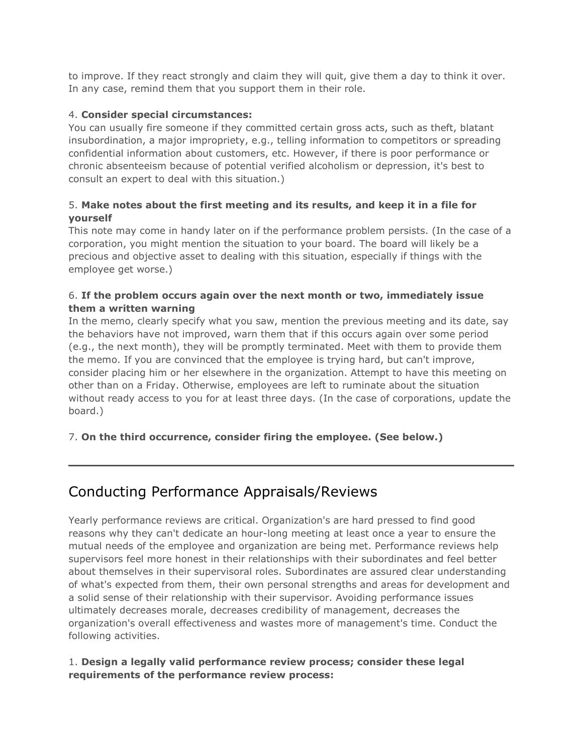to improve. If they react strongly and claim they will quit, give them a day to think it over. In any case, remind them that you support them in their role.

4. **Consider special circumstances:**
You can usually fire someone if they committed certain gross acts, such as theft, blatant insubordination, a major impropriety, e.g., telling information to competitors or spreading confidential information about customers, etc. However, if there is poor performance or chronic absenteeism because of potential verified alcoholism or depression, it's best to consult an expert to deal with this situation.)

5. **Make notes about the first meeting and its results, and keep it in a file for yourself**
This note may come in handy later on if the performance problem persists. (In the case of a corporation, you might mention the situation to your board. The board will likely be a precious and objective asset to dealing with this situation, especially if things with the employee get worse.)

6. **If the problem occurs again over the next month or two, immediately issue them a written warning**
In the memo, clearly specify what you saw, mention the previous meeting and its date, say the behaviors have not improved, warn them that if this occurs again over some period (e.g., the next month), they will be promptly terminated. Meet with them to provide them the memo. If you are convinced that the employee is trying hard, but can't improve, consider placing him or her elsewhere in the organization. Attempt to have this meeting on other than on a Friday. Otherwise, employees are left to ruminate about the situation without ready access to you for at least three days. (In the case of corporations, update the board.)

7. **On the third occurrence, consider firing the employee. (See below.)**

---

## Conducting Performance Appraisals/Reviews

Yearly performance reviews are critical. Organization's are hard pressed to find good reasons why they can't dedicate an hour-long meeting at least once a year to ensure the mutual needs of the employee and organization are being met. Performance reviews help supervisors feel more honest in their relationships with their subordinates and feel better about themselves in their supervisoral roles. Subordinates are assured clear understanding of what's expected from them, their own personal strengths and areas for development and a solid sense of their relationship with their supervisor. Avoiding performance issues ultimately decreases morale, decreases credibility of management, decreases the organization's overall effectiveness and wastes more of management's time. Conduct the following activities.

1. **Design a legally valid performance review process; consider these legal requirements of the performance review process:**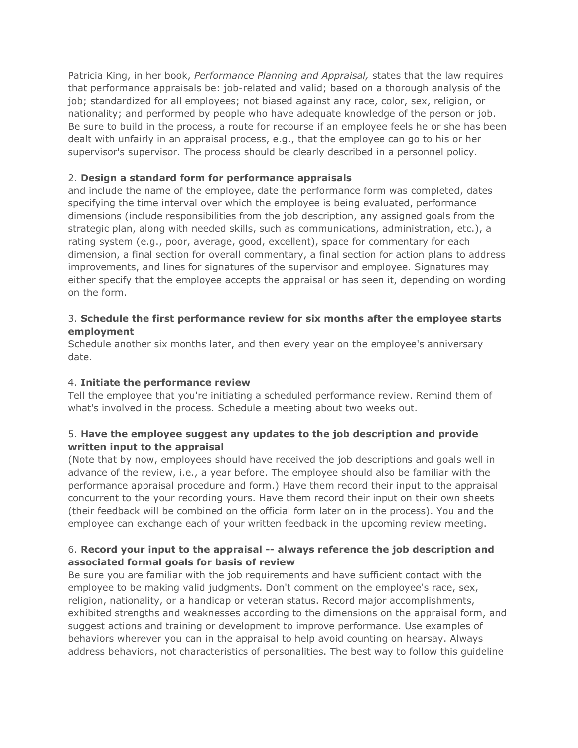Patricia King, in her book, *Performance Planning and Appraisal,* states that the law requires that performance appraisals be: job-related and valid; based on a thorough analysis of the job; standardized for all employees; not biased against any race, color, sex, religion, or nationality; and performed by people who have adequate knowledge of the person or job. Be sure to build in the process, a route for recourse if an employee feels he or she has been dealt with unfairly in an appraisal process, e.g., that the employee can go to his or her supervisor's supervisor. The process should be clearly described in a personnel policy.

2. **Design a standard form for performance appraisals**
and include the name of the employee, date the performance form was completed, dates specifying the time interval over which the employee is being evaluated, performance dimensions (include responsibilities from the job description, any assigned goals from the strategic plan, along with needed skills, such as communications, administration, etc.), a rating system (e.g., poor, average, good, excellent), space for commentary for each dimension, a final section for overall commentary, a final section for action plans to address improvements, and lines for signatures of the supervisor and employee. Signatures may either specify that the employee accepts the appraisal or has seen it, depending on wording on the form.

3. **Schedule the first performance review for six months after the employee starts employment**
Schedule another six months later, and then every year on the employee's anniversary date.

4. **Initiate the performance review**
Tell the employee that you're initiating a scheduled performance review. Remind them of what's involved in the process. Schedule a meeting about two weeks out.

5. **Have the employee suggest any updates to the job description and provide written input to the appraisal**
(Note that by now, employees should have received the job descriptions and goals well in advance of the review, i.e., a year before. The employee should also be familiar with the performance appraisal procedure and form.) Have them record their input to the appraisal concurrent to the your recording yours. Have them record their input on their own sheets (their feedback will be combined on the official form later on in the process). You and the employee can exchange each of your written feedback in the upcoming review meeting.

6. **Record your input to the appraisal -- always reference the job description and associated formal goals for basis of review**
Be sure you are familiar with the job requirements and have sufficient contact with the employee to be making valid judgments. Don't comment on the employee's race, sex, religion, nationality, or a handicap or veteran status. Record major accomplishments, exhibited strengths and weaknesses according to the dimensions on the appraisal form, and suggest actions and training or development to improve performance. Use examples of behaviors wherever you can in the appraisal to help avoid counting on hearsay. Always address behaviors, not characteristics of personalities. The best way to follow this guideline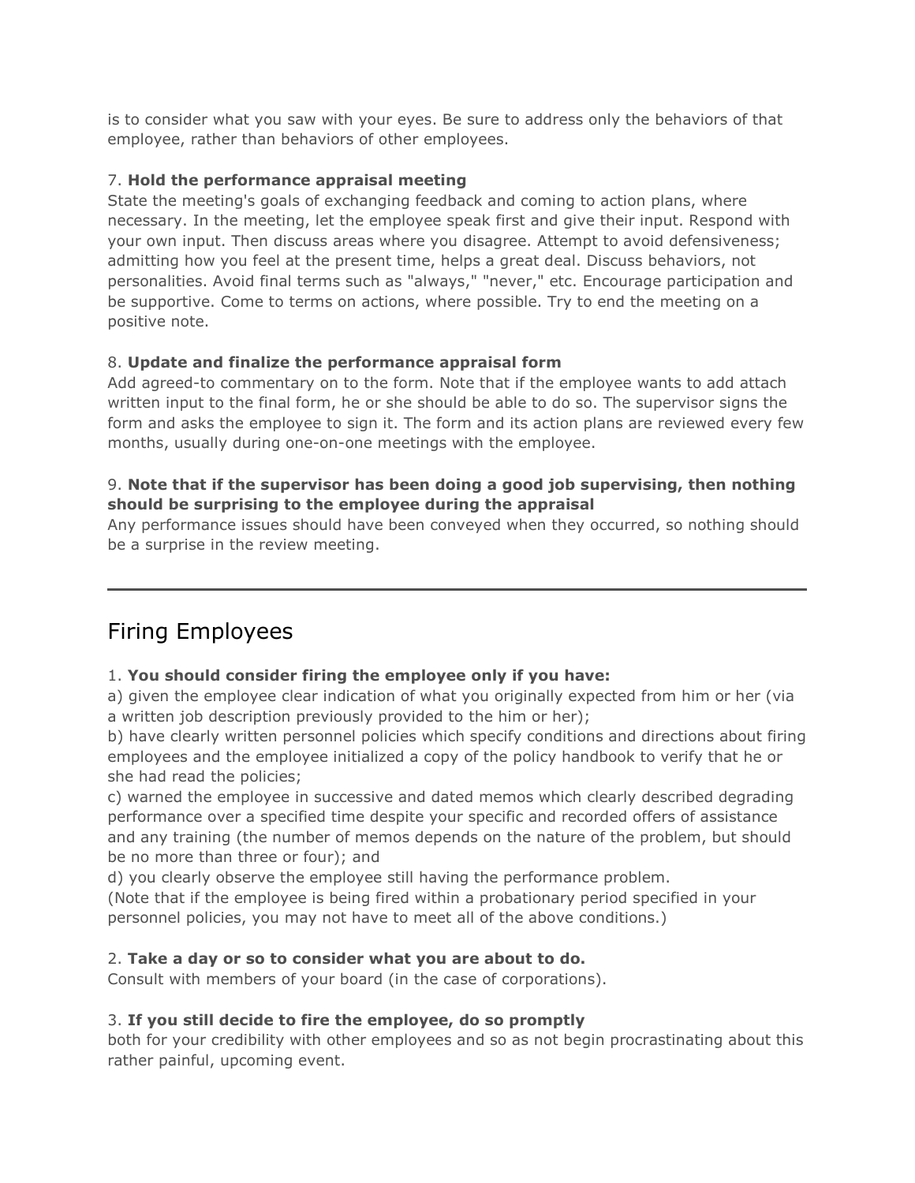is to consider what you saw with your eyes. Be sure to address only the behaviors of that employee, rather than behaviors of other employees.

7. **Hold the performance appraisal meeting**
State the meeting's goals of exchanging feedback and coming to action plans, where necessary. In the meeting, let the employee speak first and give their input. Respond with your own input. Then discuss areas where you disagree. Attempt to avoid defensiveness; admitting how you feel at the present time, helps a great deal. Discuss behaviors, not personalities. Avoid final terms such as "always," "never," etc. Encourage participation and be supportive. Come to terms on actions, where possible. Try to end the meeting on a positive note.

8. **Update and finalize the performance appraisal form**
Add agreed-to commentary on to the form. Note that if the employee wants to add attach written input to the final form, he or she should be able to do so. The supervisor signs the form and asks the employee to sign it. The form and its action plans are reviewed every few months, usually during one-on-one meetings with the employee.

9. **Note that if the supervisor has been doing a good job supervising, then nothing should be surprising to the employee during the appraisal**
Any performance issues should have been conveyed when they occurred, so nothing should be a surprise in the review meeting.

---

## Firing Employees

1. **You should consider firing the employee only if you have:**
a) given the employee clear indication of what you originally expected from him or her (via a written job description previously provided to the him or her);
b) have clearly written personnel policies which specify conditions and directions about firing employees and the employee initialized a copy of the policy handbook to verify that he or she had read the policies;
c) warned the employee in successive and dated memos which clearly described degrading performance over a specified time despite your specific and recorded offers of assistance and any training (the number of memos depends on the nature of the problem, but should be no more than three or four); and
d) you clearly observe the employee still having the performance problem.
(Note that if the employee is being fired within a probationary period specified in your personnel policies, you may not have to meet all of the above conditions.)

2. **Take a day or so to consider what you are about to do.**
Consult with members of your board (in the case of corporations).

3. **If you still decide to fire the employee, do so promptly**
both for your credibility with other employees and so as not begin procrastinating about this rather painful, upcoming event.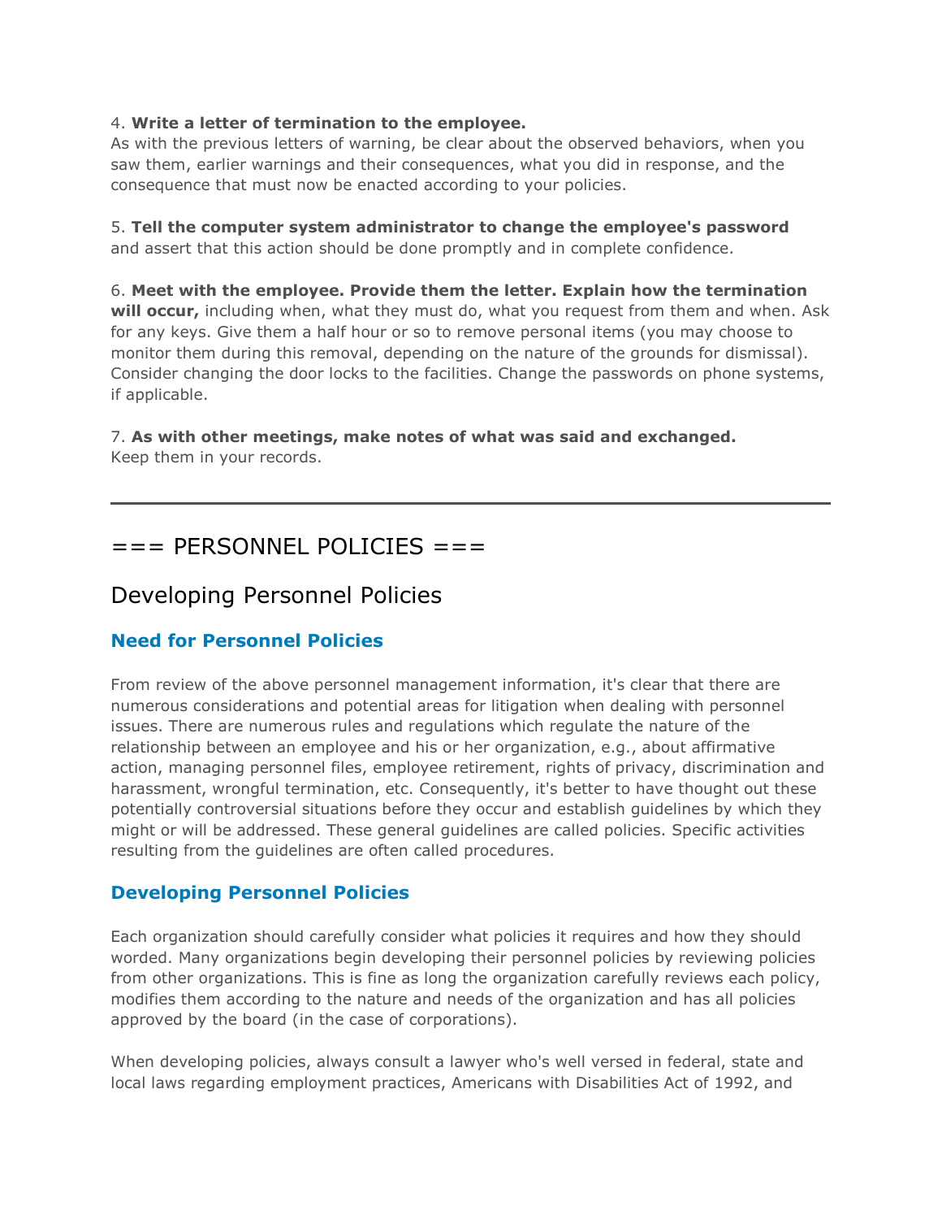4. **Write a letter of termination to the employee.**
As with the previous letters of warning, be clear about the observed behaviors, when you saw them, earlier warnings and their consequences, what you did in response, and the consequence that must now be enacted according to your policies.

5. **Tell the computer system administrator to change the employee's password** and assert that this action should be done promptly and in complete confidence.

6. **Meet with the employee. Provide them the letter. Explain how the termination will occur,** including when, what they must do, what you request from them and when. Ask for any keys. Give them a half hour or so to remove personal items (you may choose to monitor them during this removal, depending on the nature of the grounds for dismissal). Consider changing the door locks to the facilities. Change the passwords on phone systems, if applicable.

7. **As with other meetings, make notes of what was said and exchanged.**
Keep them in your records.

---

# === PERSONNEL POLICIES ===

## Developing Personnel Policies

### Need for Personnel Policies

From review of the above personnel management information, it's clear that there are numerous considerations and potential areas for litigation when dealing with personnel issues. There are numerous rules and regulations which regulate the nature of the relationship between an employee and his or her organization, e.g., about affirmative action, managing personnel files, employee retirement, rights of privacy, discrimination and harassment, wrongful termination, etc. Consequently, it's better to have thought out these potentially controversial situations before they occur and establish guidelines by which they might or will be addressed. These general guidelines are called policies. Specific activities resulting from the guidelines are often called procedures.

### Developing Personnel Policies

Each organization should carefully consider what policies it requires and how they should worded. Many organizations begin developing their personnel policies by reviewing policies from other organizations. This is fine as long the organization carefully reviews each policy, modifies them according to the nature and needs of the organization and has all policies approved by the board (in the case of corporations).

When developing policies, always consult a lawyer who's well versed in federal, state and local laws regarding employment practices, Americans with Disabilities Act of 1992, and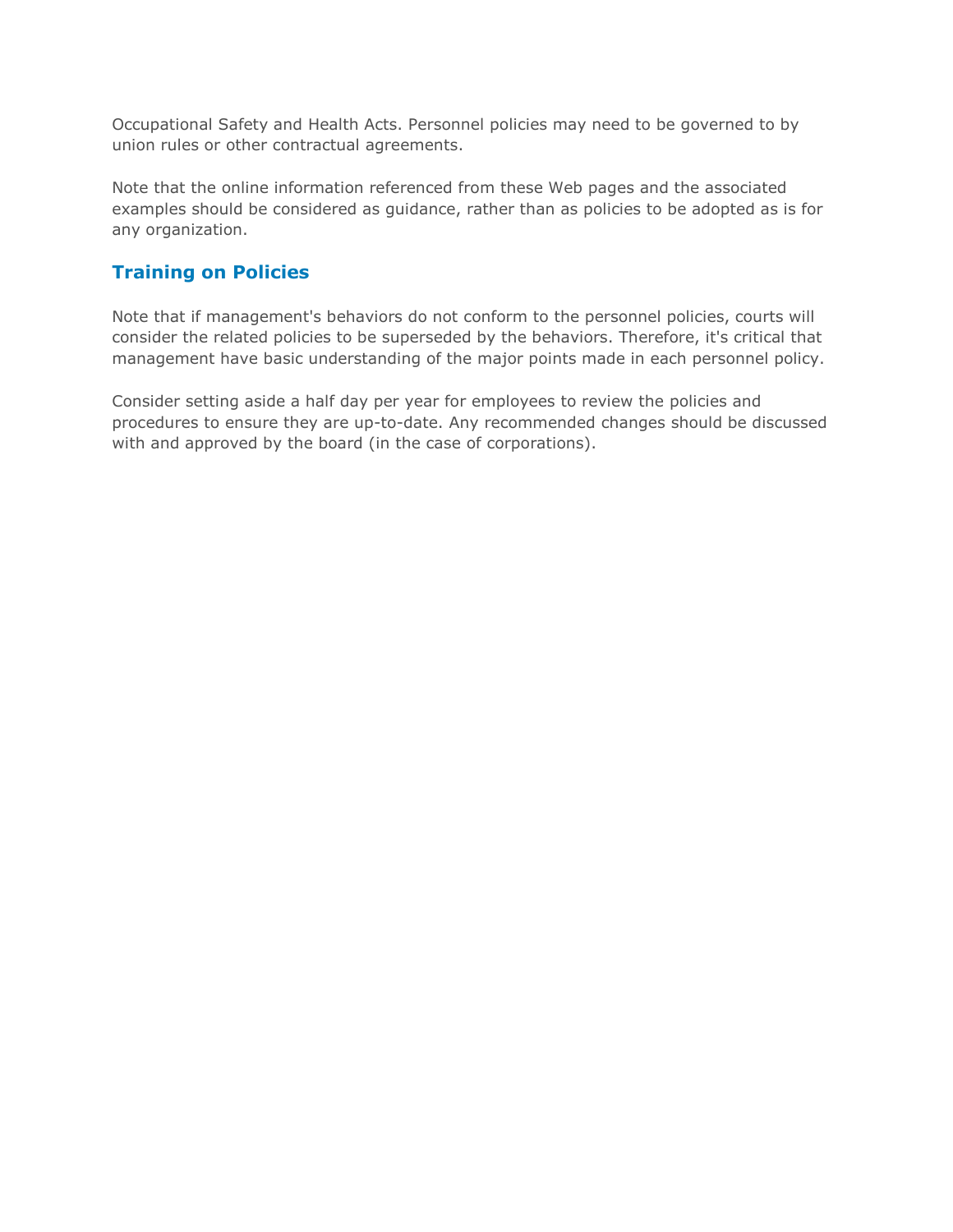Occupational Safety and Health Acts. Personnel policies may need to be governed to by union rules or other contractual agreements.

Note that the online information referenced from these Web pages and the associated examples should be considered as guidance, rather than as policies to be adopted as is for any organization.

## Training on Policies

Note that if management's behaviors do not conform to the personnel policies, courts will consider the related policies to be superseded by the behaviors. Therefore, it's critical that management have basic understanding of the major points made in each personnel policy.

Consider setting aside a half day per year for employees to review the policies and procedures to ensure they are up-to-date. Any recommended changes should be discussed with and approved by the board (in the case of corporations).